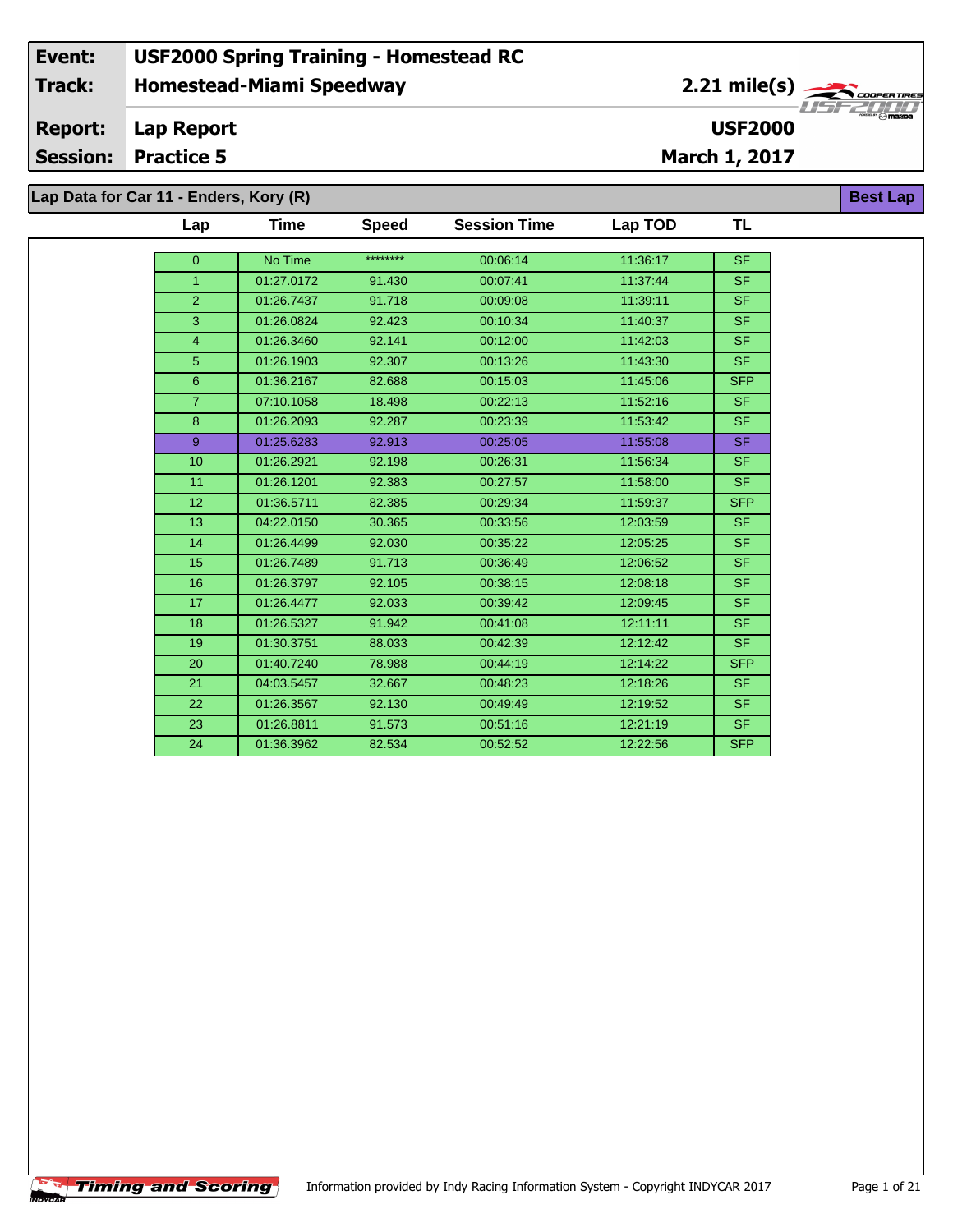| | | |
|---|---|---|
| **Event:** | **USF2000 Spring Training - Homestead RC** | |
| **Track:** | **Homestead-Miami Speedway** | **2.21 mile(s)** |
| **Report:** | **Lap Report** | **USF2000** |
| **Session:** | **Practice 5** | **March 1, 2017** |

## Lap Data for Car 11 - Enders, Kory (R)

**Best Lap**

| Lap | Time | Speed | Session Time | Lap TOD | TL |
|---|---|---|---|---|---|
| 0 | No Time | ******** | 00:06:14 | 11:36:17 | SF |
| 1 | 01:27.0172 | 91.430 | 00:07:41 | 11:37:44 | SF |
| 2 | 01:26.7437 | 91.718 | 00:09:08 | 11:39:11 | SF |
| 3 | 01:26.0824 | 92.423 | 00:10:34 | 11:40:37 | SF |
| 4 | 01:26.3460 | 92.141 | 00:12:00 | 11:42:03 | SF |
| 5 | 01:26.1903 | 92.307 | 00:13:26 | 11:43:30 | SF |
| 6 | 01:36.2167 | 82.688 | 00:15:03 | 11:45:06 | SFP |
| 7 | 07:10.1058 | 18.498 | 00:22:13 | 11:52:16 | SF |
| 8 | 01:26.2093 | 92.287 | 00:23:39 | 11:53:42 | SF |
| 9 | 01:25.6283 | 92.913 | 00:25:05 | 11:55:08 | SF |
| 10 | 01:26.2921 | 92.198 | 00:26:31 | 11:56:34 | SF |
| 11 | 01:26.1201 | 92.383 | 00:27:57 | 11:58:00 | SF |
| 12 | 01:36.5711 | 82.385 | 00:29:34 | 11:59:37 | SFP |
| 13 | 04:22.0150 | 30.365 | 00:33:56 | 12:03:59 | SF |
| 14 | 01:26.4499 | 92.030 | 00:35:22 | 12:05:25 | SF |
| 15 | 01:26.7489 | 91.713 | 00:36:49 | 12:06:52 | SF |
| 16 | 01:26.3797 | 92.105 | 00:38:15 | 12:08:18 | SF |
| 17 | 01:26.4477 | 92.033 | 00:39:42 | 12:09:45 | SF |
| 18 | 01:26.5327 | 91.942 | 00:41:08 | 12:11:11 | SF |
| 19 | 01:30.3751 | 88.033 | 00:42:39 | 12:12:42 | SF |
| 20 | 01:40.7240 | 78.988 | 00:44:19 | 12:14:22 | SFP |
| 21 | 04:03.5457 | 32.667 | 00:48:23 | 12:18:26 | SF |
| 22 | 01:26.3567 | 92.130 | 00:49:49 | 12:19:52 | SF |
| 23 | 01:26.8811 | 91.573 | 00:51:16 | 12:21:19 | SF |
| 24 | 01:36.3962 | 82.534 | 00:52:52 | 12:22:56 | SFP |

Information provided by Indy Racing Information System - Copyright INDYCAR 2017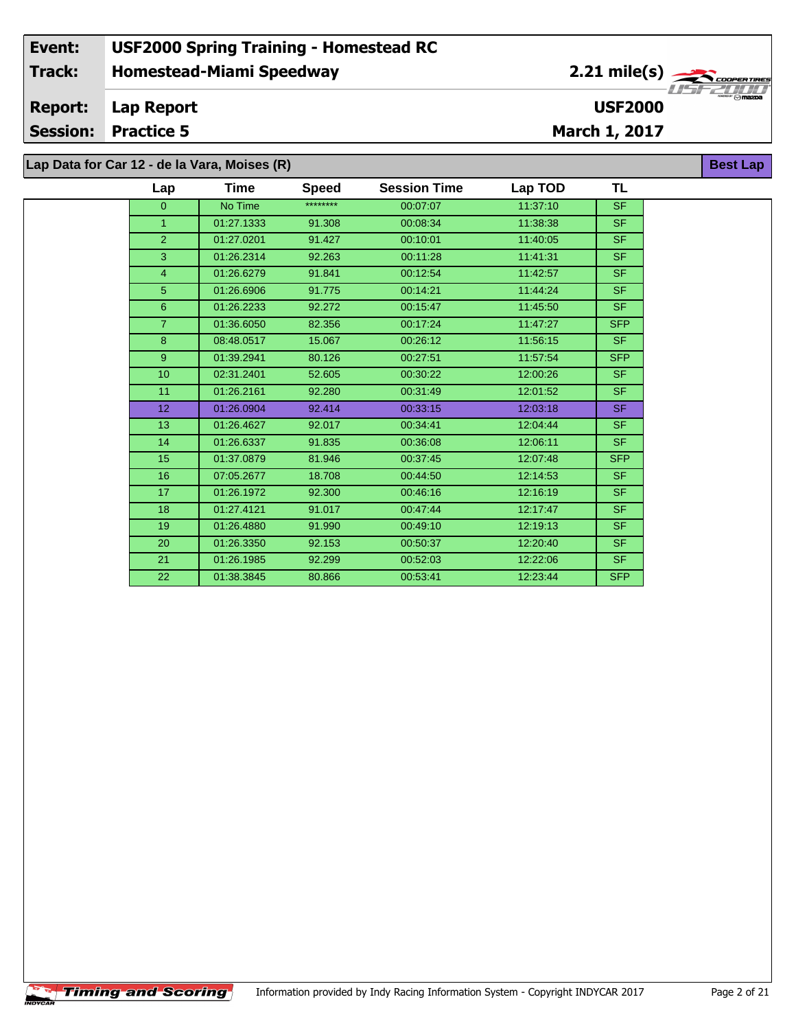| Event: | USF2000 Spring Training - Homestead RC | |
|---|---|---|
| Track: | Homestead-Miami Speedway | 2.21 mile(s) |
| Report: | Lap Report | USF2000 |
| Session: | Practice 5 | March 1, 2017 |

## Lap Data for Car 12 - de la Vara, Moises (R)

**Best Lap**

| Lap | Time | Speed | Session Time | Lap TOD | TL |
|---|---|---|---|---|---|
| 0 | No Time | ******** | 00:07:07 | 11:37:10 | SF |
| 1 | 01:27.1333 | 91.308 | 00:08:34 | 11:38:38 | SF |
| 2 | 01:27.0201 | 91.427 | 00:10:01 | 11:40:05 | SF |
| 3 | 01:26.2314 | 92.263 | 00:11:28 | 11:41:31 | SF |
| 4 | 01:26.6279 | 91.841 | 00:12:54 | 11:42:57 | SF |
| 5 | 01:26.6906 | 91.775 | 00:14:21 | 11:44:24 | SF |
| 6 | 01:26.2233 | 92.272 | 00:15:47 | 11:45:50 | SF |
| 7 | 01:36.6050 | 82.356 | 00:17:24 | 11:47:27 | SFP |
| 8 | 08:48.0517 | 15.067 | 00:26:12 | 11:56:15 | SF |
| 9 | 01:39.2941 | 80.126 | 00:27:51 | 11:57:54 | SFP |
| 10 | 02:31.2401 | 52.605 | 00:30:22 | 12:00:26 | SF |
| 11 | 01:26.2161 | 92.280 | 00:31:49 | 12:01:52 | SF |
| 12 | 01:26.0904 | 92.414 | 00:33:15 | 12:03:18 | SF |
| 13 | 01:26.4627 | 92.017 | 00:34:41 | 12:04:44 | SF |
| 14 | 01:26.6337 | 91.835 | 00:36:08 | 12:06:11 | SF |
| 15 | 01:37.0879 | 81.946 | 00:37:45 | 12:07:48 | SFP |
| 16 | 07:05.2677 | 18.708 | 00:44:50 | 12:14:53 | SF |
| 17 | 01:26.1972 | 92.300 | 00:46:16 | 12:16:19 | SF |
| 18 | 01:27.4121 | 91.017 | 00:47:44 | 12:17:47 | SF |
| 19 | 01:26.4880 | 91.990 | 00:49:10 | 12:19:13 | SF |
| 20 | 01:26.3350 | 92.153 | 00:50:37 | 12:20:40 | SF |
| 21 | 01:26.1985 | 92.299 | 00:52:03 | 12:22:06 | SF |
| 22 | 01:38.3845 | 80.866 | 00:53:41 | 12:23:44 | SFP |

Timing and Scoring — Information provided by Indy Racing Information System - Copyright INDYCAR 2017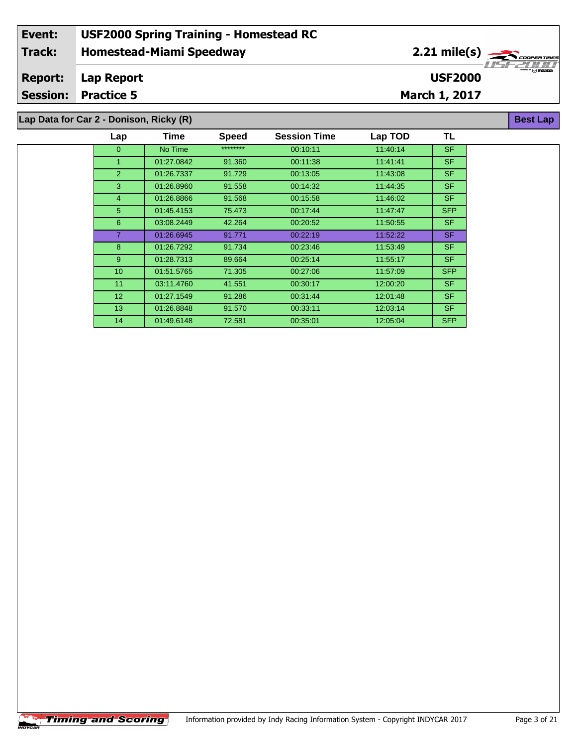| Event: | USF2000 Spring Training - Homestead RC | |
|---|---|---|
| Track: | Homestead-Miami Speedway | 2.21 mile(s) |
| Report: | Lap Report | USF2000 |
| Session: | Practice 5 | March 1, 2017 |

**Lap Data for Car 2 - Donison, Ricky (R)** — **Best Lap**

| Lap | Time | Speed | Session Time | Lap TOD | TL |
|---|---|---|---|---|---|
| 0 | No Time | ******** | 00:10:11 | 11:40:14 | SF |
| 1 | 01:27.0842 | 91.360 | 00:11:38 | 11:41:41 | SF |
| 2 | 01:26.7337 | 91.729 | 00:13:05 | 11:43:08 | SF |
| 3 | 01:26.8960 | 91.558 | 00:14:32 | 11:44:35 | SF |
| 4 | 01:26.8866 | 91.568 | 00:15:58 | 11:46:02 | SF |
| 5 | 01:45.4153 | 75.473 | 00:17:44 | 11:47:47 | SFP |
| 6 | 03:08.2449 | 42.264 | 00:20:52 | 11:50:55 | SF |
| 7 | 01:26.6945 | 91.771 | 00:22:19 | 11:52:22 | SF |
| 8 | 01:26.7292 | 91.734 | 00:23:46 | 11:53:49 | SF |
| 9 | 01:28.7313 | 89.664 | 00:25:14 | 11:55:17 | SF |
| 10 | 01:51.5765 | 71.305 | 00:27:06 | 11:57:09 | SFP |
| 11 | 03:11.4760 | 41.551 | 00:30:17 | 12:00:20 | SF |
| 12 | 01:27.1549 | 91.286 | 00:31:44 | 12:01:48 | SF |
| 13 | 01:26.8848 | 91.570 | 00:33:11 | 12:03:14 | SF |
| 14 | 01:49.6148 | 72.581 | 00:35:01 | 12:05:04 | SFP |

Information provided by Indy Racing Information System - Copyright INDYCAR 2017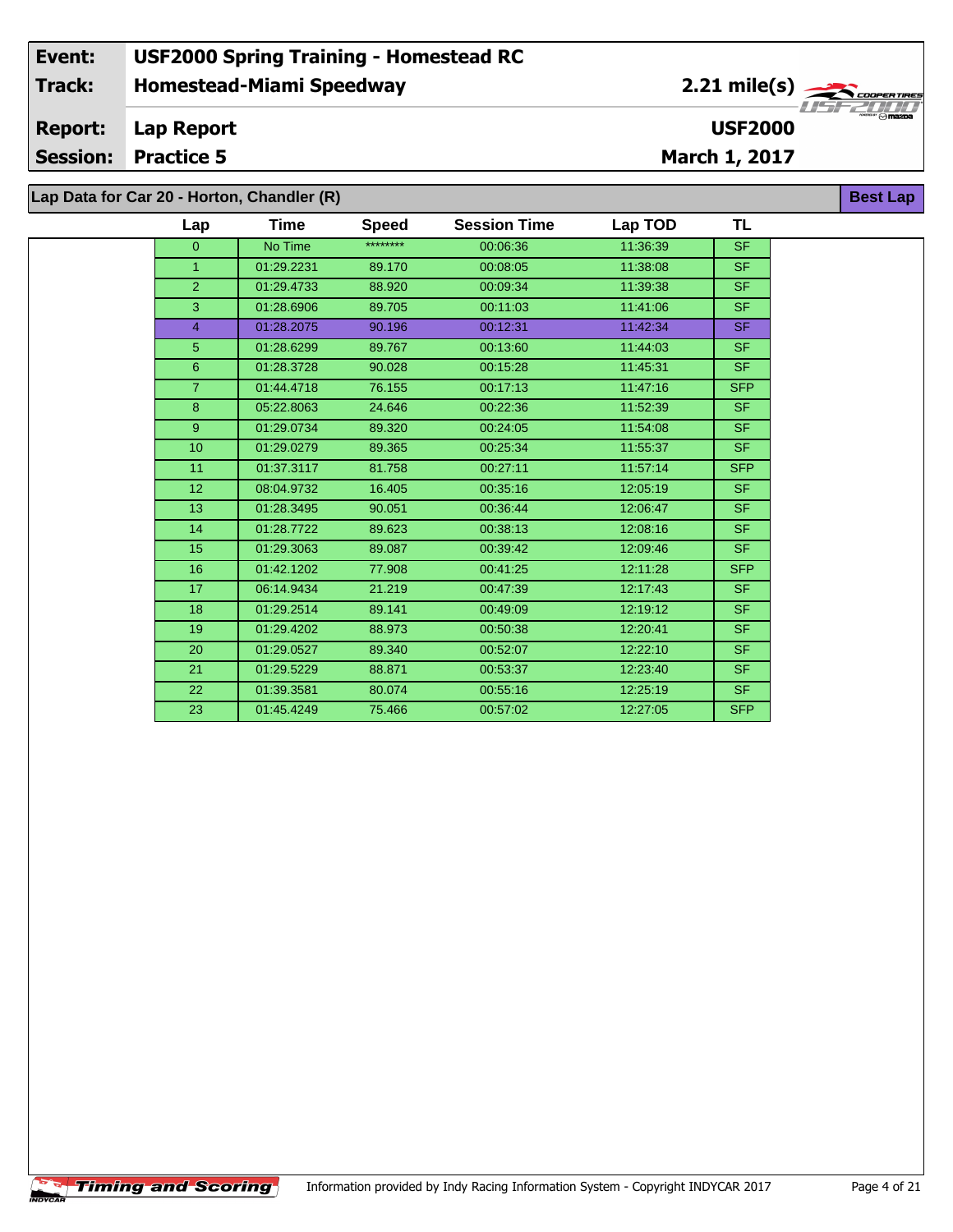| Event: | USF2000 Spring Training - Homestead RC | |
|---|---|---|
| Track: | Homestead-Miami Speedway | 2.21 mile(s) |
| Report: | Lap Report | USF2000 |
| Session: | Practice 5 | March 1, 2017 |

## Lap Data for Car 20 - Horton, Chandler (R)

**Best Lap**

| Lap | Time | Speed | Session Time | Lap TOD | TL |
|---|---|---|---|---|---|
| 0 | No Time | ******** | 00:06:36 | 11:36:39 | SF |
| 1 | 01:29.2231 | 89.170 | 00:08:05 | 11:38:08 | SF |
| 2 | 01:29.4733 | 88.920 | 00:09:34 | 11:39:38 | SF |
| 3 | 01:28.6906 | 89.705 | 00:11:03 | 11:41:06 | SF |
| 4 | 01:28.2075 | 90.196 | 00:12:31 | 11:42:34 | SF |
| 5 | 01:28.6299 | 89.767 | 00:13:60 | 11:44:03 | SF |
| 6 | 01:28.3728 | 90.028 | 00:15:28 | 11:45:31 | SF |
| 7 | 01:44.4718 | 76.155 | 00:17:13 | 11:47:16 | SFP |
| 8 | 05:22.8063 | 24.646 | 00:22:36 | 11:52:39 | SF |
| 9 | 01:29.0734 | 89.320 | 00:24:05 | 11:54:08 | SF |
| 10 | 01:29.0279 | 89.365 | 00:25:34 | 11:55:37 | SF |
| 11 | 01:37.3117 | 81.758 | 00:27:11 | 11:57:14 | SFP |
| 12 | 08:04.9732 | 16.405 | 00:35:16 | 12:05:19 | SF |
| 13 | 01:28.3495 | 90.051 | 00:36:44 | 12:06:47 | SF |
| 14 | 01:28.7722 | 89.623 | 00:38:13 | 12:08:16 | SF |
| 15 | 01:29.3063 | 89.087 | 00:39:42 | 12:09:46 | SF |
| 16 | 01:42.1202 | 77.908 | 00:41:25 | 12:11:28 | SFP |
| 17 | 06:14.9434 | 21.219 | 00:47:39 | 12:17:43 | SF |
| 18 | 01:29.2514 | 89.141 | 00:49:09 | 12:19:12 | SF |
| 19 | 01:29.4202 | 88.973 | 00:50:38 | 12:20:41 | SF |
| 20 | 01:29.0527 | 89.340 | 00:52:07 | 12:22:10 | SF |
| 21 | 01:29.5229 | 88.871 | 00:53:37 | 12:23:40 | SF |
| 22 | 01:39.3581 | 80.074 | 00:55:16 | 12:25:19 | SF |
| 23 | 01:45.4249 | 75.466 | 00:57:02 | 12:27:05 | SFP |

Information provided by Indy Racing Information System - Copyright INDYCAR 2017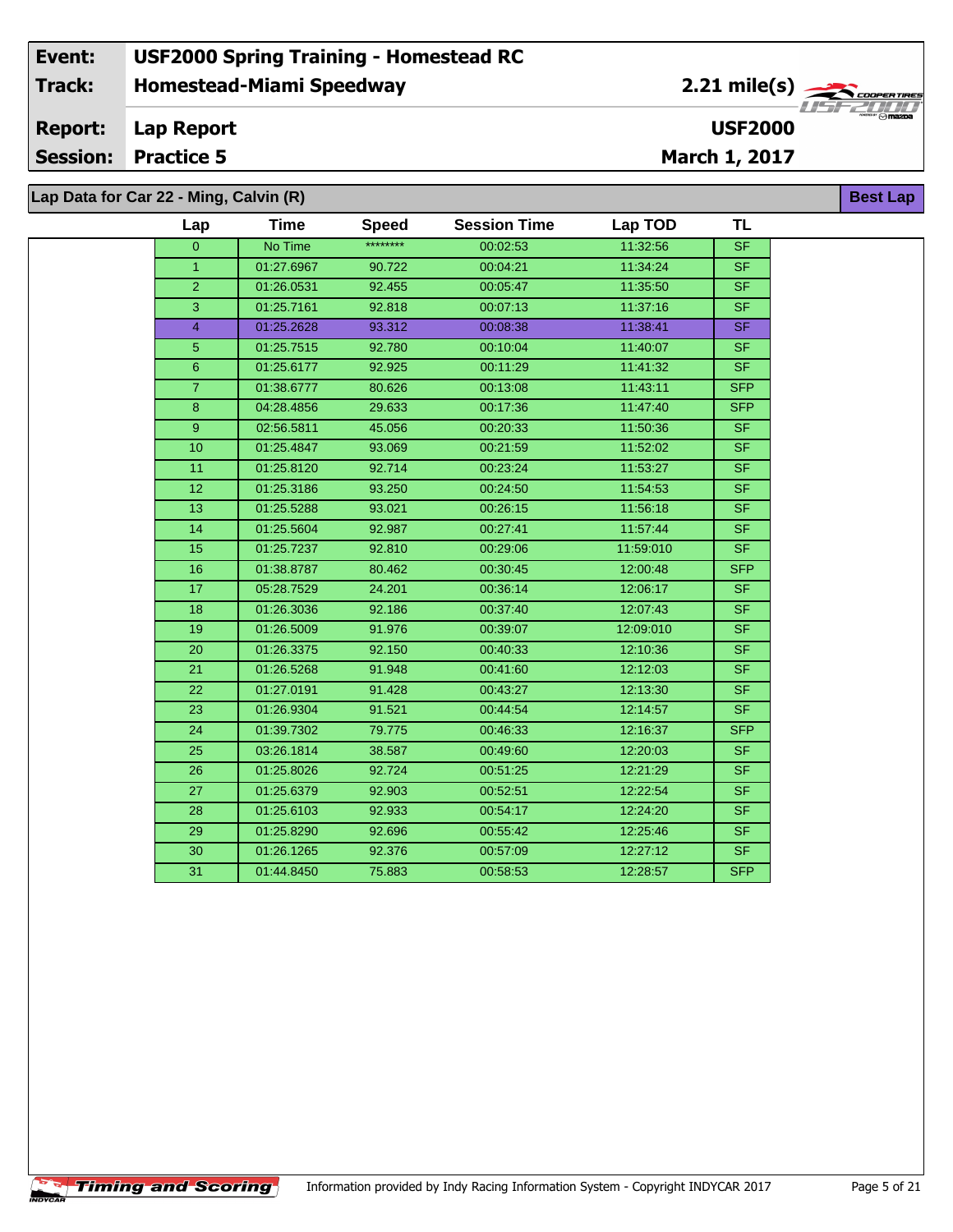| Event: | USF2000 Spring Training - Homestead RC | |
|---|---|---|
| Track: | Homestead-Miami Speedway | 2.21 mile(s) |
| Report: | Lap Report | USF2000 |
| Session: | Practice 5 | March 1, 2017 |

## Lap Data for Car 22 - Ming, Calvin (R)

**Best Lap**

| Lap | Time | Speed | Session Time | Lap TOD | TL |
|---|---|---|---|---|---|
| 0 | No Time | ******** | 00:02:53 | 11:32:56 | SF |
| 1 | 01:27.6967 | 90.722 | 00:04:21 | 11:34:24 | SF |
| 2 | 01:26.0531 | 92.455 | 00:05:47 | 11:35:50 | SF |
| 3 | 01:25.7161 | 92.818 | 00:07:13 | 11:37:16 | SF |
| 4 | 01:25.2628 | 93.312 | 00:08:38 | 11:38:41 | SF |
| 5 | 01:25.7515 | 92.780 | 00:10:04 | 11:40:07 | SF |
| 6 | 01:25.6177 | 92.925 | 00:11:29 | 11:41:32 | SF |
| 7 | 01:38.6777 | 80.626 | 00:13:08 | 11:43:11 | SFP |
| 8 | 04:28.4856 | 29.633 | 00:17:36 | 11:47:40 | SFP |
| 9 | 02:56.5811 | 45.056 | 00:20:33 | 11:50:36 | SF |
| 10 | 01:25.4847 | 93.069 | 00:21:59 | 11:52:02 | SF |
| 11 | 01:25.8120 | 92.714 | 00:23:24 | 11:53:27 | SF |
| 12 | 01:25.3186 | 93.250 | 00:24:50 | 11:54:53 | SF |
| 13 | 01:25.5288 | 93.021 | 00:26:15 | 11:56:18 | SF |
| 14 | 01:25.5604 | 92.987 | 00:27:41 | 11:57:44 | SF |
| 15 | 01:25.7237 | 92.810 | 00:29:06 | 11:59:010 | SF |
| 16 | 01:38.8787 | 80.462 | 00:30:45 | 12:00:48 | SFP |
| 17 | 05:28.7529 | 24.201 | 00:36:14 | 12:06:17 | SF |
| 18 | 01:26.3036 | 92.186 | 00:37:40 | 12:07:43 | SF |
| 19 | 01:26.5009 | 91.976 | 00:39:07 | 12:09:010 | SF |
| 20 | 01:26.3375 | 92.150 | 00:40:33 | 12:10:36 | SF |
| 21 | 01:26.5268 | 91.948 | 00:41:60 | 12:12:03 | SF |
| 22 | 01:27.0191 | 91.428 | 00:43:27 | 12:13:30 | SF |
| 23 | 01:26.9304 | 91.521 | 00:44:54 | 12:14:57 | SF |
| 24 | 01:39.7302 | 79.775 | 00:46:33 | 12:16:37 | SFP |
| 25 | 03:26.1814 | 38.587 | 00:49:60 | 12:20:03 | SF |
| 26 | 01:25.8026 | 92.724 | 00:51:25 | 12:21:29 | SF |
| 27 | 01:25.6379 | 92.903 | 00:52:51 | 12:22:54 | SF |
| 28 | 01:25.6103 | 92.933 | 00:54:17 | 12:24:20 | SF |
| 29 | 01:25.8290 | 92.696 | 00:55:42 | 12:25:46 | SF |
| 30 | 01:26.1265 | 92.376 | 00:57:09 | 12:27:12 | SF |
| 31 | 01:44.8450 | 75.883 | 00:58:53 | 12:28:57 | SFP |

Information provided by Indy Racing Information System - Copyright INDYCAR 2017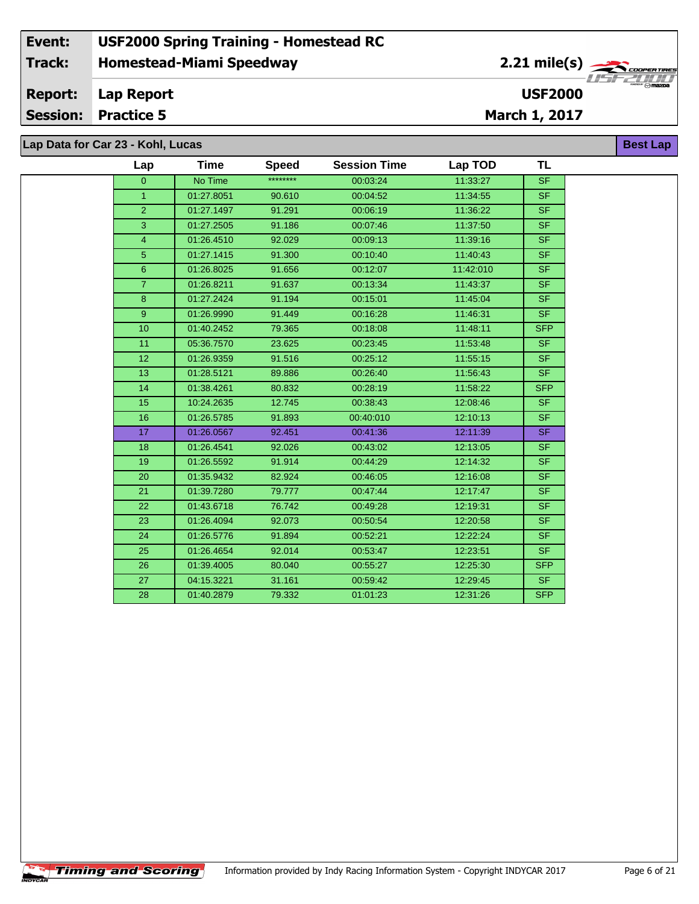| Event: | USF2000 Spring Training - Homestead RC | |
|---|---|---|
| Track: | Homestead-Miami Speedway | 2.21 mile(s) |
| Report: | Lap Report | USF2000 |
| Session: | Practice 5 | March 1, 2017 |

**Lap Data for Car 23 - Kohl, Lucas** — **Best Lap**

| Lap | Time | Speed | Session Time | Lap TOD | TL |
|---|---|---|---|---|---|
| 0 | No Time | ******** | 00:03:24 | 11:33:27 | SF |
| 1 | 01:27.8051 | 90.610 | 00:04:52 | 11:34:55 | SF |
| 2 | 01:27.1497 | 91.291 | 00:06:19 | 11:36:22 | SF |
| 3 | 01:27.2505 | 91.186 | 00:07:46 | 11:37:50 | SF |
| 4 | 01:26.4510 | 92.029 | 00:09:13 | 11:39:16 | SF |
| 5 | 01:27.1415 | 91.300 | 00:10:40 | 11:40:43 | SF |
| 6 | 01:26.8025 | 91.656 | 00:12:07 | 11:42:010 | SF |
| 7 | 01:26.8211 | 91.637 | 00:13:34 | 11:43:37 | SF |
| 8 | 01:27.2424 | 91.194 | 00:15:01 | 11:45:04 | SF |
| 9 | 01:26.9990 | 91.449 | 00:16:28 | 11:46:31 | SF |
| 10 | 01:40.2452 | 79.365 | 00:18:08 | 11:48:11 | SFP |
| 11 | 05:36.7570 | 23.625 | 00:23:45 | 11:53:48 | SF |
| 12 | 01:26.9359 | 91.516 | 00:25:12 | 11:55:15 | SF |
| 13 | 01:28.5121 | 89.886 | 00:26:40 | 11:56:43 | SF |
| 14 | 01:38.4261 | 80.832 | 00:28:19 | 11:58:22 | SFP |
| 15 | 10:24.2635 | 12.745 | 00:38:43 | 12:08:46 | SF |
| 16 | 01:26.5785 | 91.893 | 00:40:010 | 12:10:13 | SF |
| 17 | 01:26.0567 | 92.451 | 00:41:36 | 12:11:39 | SF |
| 18 | 01:26.4541 | 92.026 | 00:43:02 | 12:13:05 | SF |
| 19 | 01:26.5592 | 91.914 | 00:44:29 | 12:14:32 | SF |
| 20 | 01:35.9432 | 82.924 | 00:46:05 | 12:16:08 | SF |
| 21 | 01:39.7280 | 79.777 | 00:47:44 | 12:17:47 | SF |
| 22 | 01:43.6718 | 76.742 | 00:49:28 | 12:19:31 | SF |
| 23 | 01:26.4094 | 92.073 | 00:50:54 | 12:20:58 | SF |
| 24 | 01:26.5776 | 91.894 | 00:52:21 | 12:22:24 | SF |
| 25 | 01:26.4654 | 92.014 | 00:53:47 | 12:23:51 | SF |
| 26 | 01:39.4005 | 80.040 | 00:55:27 | 12:25:30 | SFP |
| 27 | 04:15.3221 | 31.161 | 00:59:42 | 12:29:45 | SF |
| 28 | 01:40.2879 | 79.332 | 01:01:23 | 12:31:26 | SFP |

Timing and Scoring — Information provided by Indy Racing Information System - Copyright INDYCAR 2017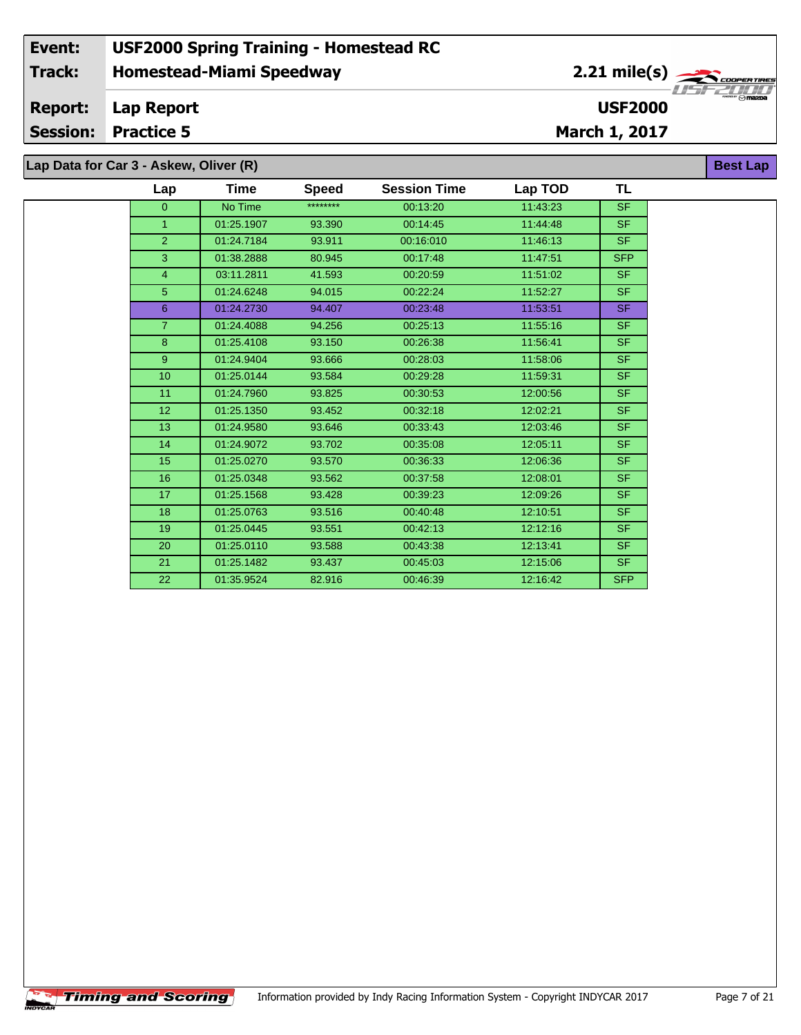| Event: | USF2000 Spring Training - Homestead RC | |
|---|---|---|
| Track: | Homestead-Miami Speedway | 2.21 mile(s) |
| Report: | Lap Report | USF2000 |
| Session: | Practice 5 | March 1, 2017 |

**Lap Data for Car 3 - Askew, Oliver (R)** — **Best Lap**

| Lap | Time | Speed | Session Time | Lap TOD | TL |
|---|---|---|---|---|---|
| 0 | No Time | ******** | 00:13:20 | 11:43:23 | SF |
| 1 | 01:25.1907 | 93.390 | 00:14:45 | 11:44:48 | SF |
| 2 | 01:24.7184 | 93.911 | 00:16:010 | 11:46:13 | SF |
| 3 | 01:38.2888 | 80.945 | 00:17:48 | 11:47:51 | SFP |
| 4 | 03:11.2811 | 41.593 | 00:20:59 | 11:51:02 | SF |
| 5 | 01:24.6248 | 94.015 | 00:22:24 | 11:52:27 | SF |
| 6 | 01:24.2730 | 94.407 | 00:23:48 | 11:53:51 | SF |
| 7 | 01:24.4088 | 94.256 | 00:25:13 | 11:55:16 | SF |
| 8 | 01:25.4108 | 93.150 | 00:26:38 | 11:56:41 | SF |
| 9 | 01:24.9404 | 93.666 | 00:28:03 | 11:58:06 | SF |
| 10 | 01:25.0144 | 93.584 | 00:29:28 | 11:59:31 | SF |
| 11 | 01:24.7960 | 93.825 | 00:30:53 | 12:00:56 | SF |
| 12 | 01:25.1350 | 93.452 | 00:32:18 | 12:02:21 | SF |
| 13 | 01:24.9580 | 93.646 | 00:33:43 | 12:03:46 | SF |
| 14 | 01:24.9072 | 93.702 | 00:35:08 | 12:05:11 | SF |
| 15 | 01:25.0270 | 93.570 | 00:36:33 | 12:06:36 | SF |
| 16 | 01:25.0348 | 93.562 | 00:37:58 | 12:08:01 | SF |
| 17 | 01:25.1568 | 93.428 | 00:39:23 | 12:09:26 | SF |
| 18 | 01:25.0763 | 93.516 | 00:40:48 | 12:10:51 | SF |
| 19 | 01:25.0445 | 93.551 | 00:42:13 | 12:12:16 | SF |
| 20 | 01:25.0110 | 93.588 | 00:43:38 | 12:13:41 | SF |
| 21 | 01:25.1482 | 93.437 | 00:45:03 | 12:15:06 | SF |
| 22 | 01:35.9524 | 82.916 | 00:46:39 | 12:16:42 | SFP |

Timing and Scoring — Information provided by Indy Racing Information System - Copyright INDYCAR 2017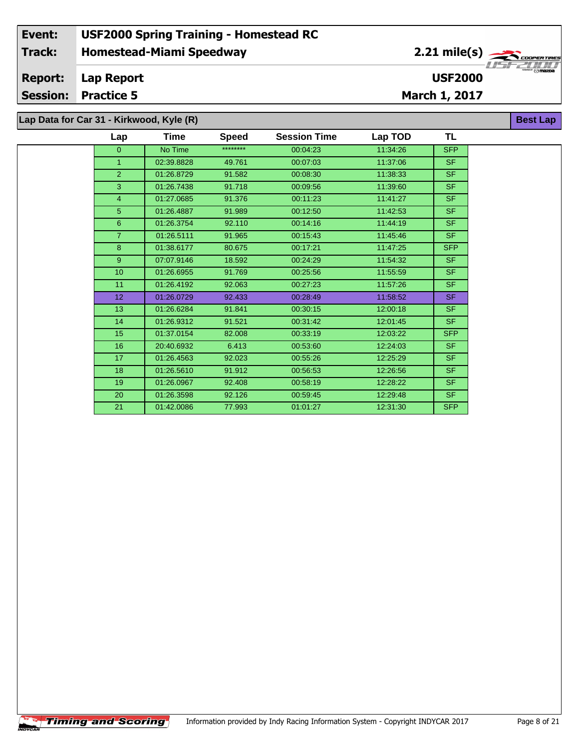| **Event:** | **USF2000 Spring Training - Homestead RC** | |
|---|---|---|
| **Track:** | **Homestead-Miami Speedway** | **2.21 mile(s)** |
| **Report:** | **Lap Report** | **USF2000** |
| **Session:** | **Practice 5** | **March 1, 2017** |

**Lap Data for Car 31 - Kirkwood, Kyle (R)** — **Best Lap**

| Lap | Time | Speed | Session Time | Lap TOD | TL |
|---|---|---|---|---|---|
| 0 | No Time | ******** | 00:04:23 | 11:34:26 | SFP |
| 1 | 02:39.8828 | 49.761 | 00:07:03 | 11:37:06 | SF |
| 2 | 01:26.8729 | 91.582 | 00:08:30 | 11:38:33 | SF |
| 3 | 01:26.7438 | 91.718 | 00:09:56 | 11:39:60 | SF |
| 4 | 01:27.0685 | 91.376 | 00:11:23 | 11:41:27 | SF |
| 5 | 01:26.4887 | 91.989 | 00:12:50 | 11:42:53 | SF |
| 6 | 01:26.3754 | 92.110 | 00:14:16 | 11:44:19 | SF |
| 7 | 01:26.5111 | 91.965 | 00:15:43 | 11:45:46 | SF |
| 8 | 01:38.6177 | 80.675 | 00:17:21 | 11:47:25 | SFP |
| 9 | 07:07.9146 | 18.592 | 00:24:29 | 11:54:32 | SF |
| 10 | 01:26.6955 | 91.769 | 00:25:56 | 11:55:59 | SF |
| 11 | 01:26.4192 | 92.063 | 00:27:23 | 11:57:26 | SF |
| 12 | 01:26.0729 | 92.433 | 00:28:49 | 11:58:52 | SF |
| 13 | 01:26.6284 | 91.841 | 00:30:15 | 12:00:18 | SF |
| 14 | 01:26.9312 | 91.521 | 00:31:42 | 12:01:45 | SF |
| 15 | 01:37.0154 | 82.008 | 00:33:19 | 12:03:22 | SFP |
| 16 | 20:40.6932 | 6.413 | 00:53:60 | 12:24:03 | SF |
| 17 | 01:26.4563 | 92.023 | 00:55:26 | 12:25:29 | SF |
| 18 | 01:26.5610 | 91.912 | 00:56:53 | 12:26:56 | SF |
| 19 | 01:26.0967 | 92.408 | 00:58:19 | 12:28:22 | SF |
| 20 | 01:26.3598 | 92.126 | 00:59:45 | 12:29:48 | SF |
| 21 | 01:42.0086 | 77.993 | 01:01:27 | 12:31:30 | SFP |

Timing and Scoring — Information provided by Indy Racing Information System - Copyright INDYCAR 2017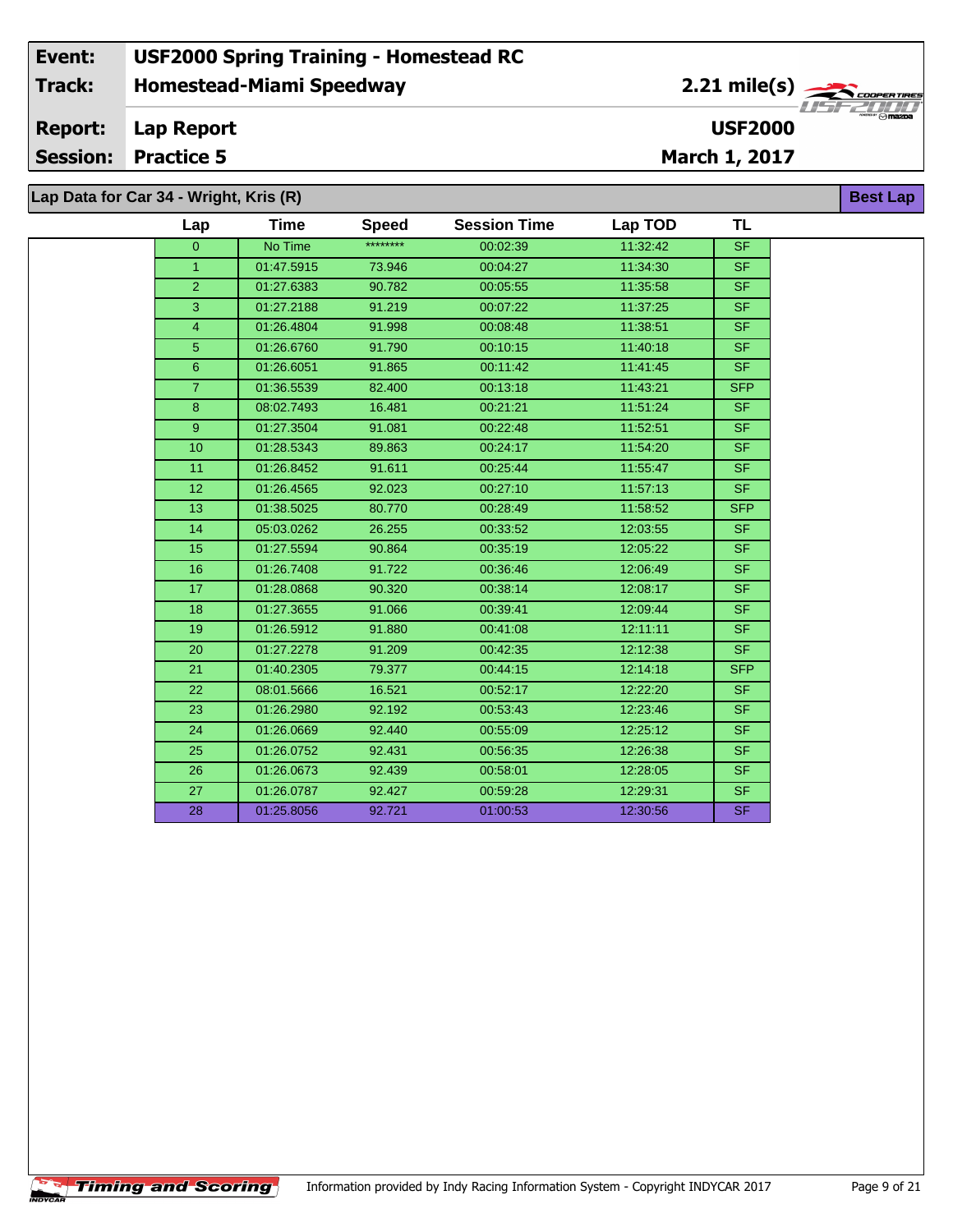| Event: | USF2000 Spring Training - Homestead RC | |
|---|---|---|
| Track: | Homestead-Miami Speedway | 2.21 mile(s) |
| Report: | Lap Report | USF2000 |
| Session: | Practice 5 | March 1, 2017 |

**Lap Data for Car 34 - Wright, Kris (R)** — **Best Lap**

| Lap | Time | Speed | Session Time | Lap TOD | TL |
|---|---|---|---|---|---|
| 0 | No Time | ******** | 00:02:39 | 11:32:42 | SF |
| 1 | 01:47.5915 | 73.946 | 00:04:27 | 11:34:30 | SF |
| 2 | 01:27.6383 | 90.782 | 00:05:55 | 11:35:58 | SF |
| 3 | 01:27.2188 | 91.219 | 00:07:22 | 11:37:25 | SF |
| 4 | 01:26.4804 | 91.998 | 00:08:48 | 11:38:51 | SF |
| 5 | 01:26.6760 | 91.790 | 00:10:15 | 11:40:18 | SF |
| 6 | 01:26.6051 | 91.865 | 00:11:42 | 11:41:45 | SF |
| 7 | 01:36.5539 | 82.400 | 00:13:18 | 11:43:21 | SFP |
| 8 | 08:02.7493 | 16.481 | 00:21:21 | 11:51:24 | SF |
| 9 | 01:27.3504 | 91.081 | 00:22:48 | 11:52:51 | SF |
| 10 | 01:28.5343 | 89.863 | 00:24:17 | 11:54:20 | SF |
| 11 | 01:26.8452 | 91.611 | 00:25:44 | 11:55:47 | SF |
| 12 | 01:26.4565 | 92.023 | 00:27:10 | 11:57:13 | SF |
| 13 | 01:38.5025 | 80.770 | 00:28:49 | 11:58:52 | SFP |
| 14 | 05:03.0262 | 26.255 | 00:33:52 | 12:03:55 | SF |
| 15 | 01:27.5594 | 90.864 | 00:35:19 | 12:05:22 | SF |
| 16 | 01:26.7408 | 91.722 | 00:36:46 | 12:06:49 | SF |
| 17 | 01:28.0868 | 90.320 | 00:38:14 | 12:08:17 | SF |
| 18 | 01:27.3655 | 91.066 | 00:39:41 | 12:09:44 | SF |
| 19 | 01:26.5912 | 91.880 | 00:41:08 | 12:11:11 | SF |
| 20 | 01:27.2278 | 91.209 | 00:42:35 | 12:12:38 | SF |
| 21 | 01:40.2305 | 79.377 | 00:44:15 | 12:14:18 | SFP |
| 22 | 08:01.5666 | 16.521 | 00:52:17 | 12:22:20 | SF |
| 23 | 01:26.2980 | 92.192 | 00:53:43 | 12:23:46 | SF |
| 24 | 01:26.0669 | 92.440 | 00:55:09 | 12:25:12 | SF |
| 25 | 01:26.0752 | 92.431 | 00:56:35 | 12:26:38 | SF |
| 26 | 01:26.0673 | 92.439 | 00:58:01 | 12:28:05 | SF |
| 27 | 01:26.0787 | 92.427 | 00:59:28 | 12:29:31 | SF |
| 28 | 01:25.8056 | 92.721 | 01:00:53 | 12:30:56 | SF |

Information provided by Indy Racing Information System - Copyright INDYCAR 2017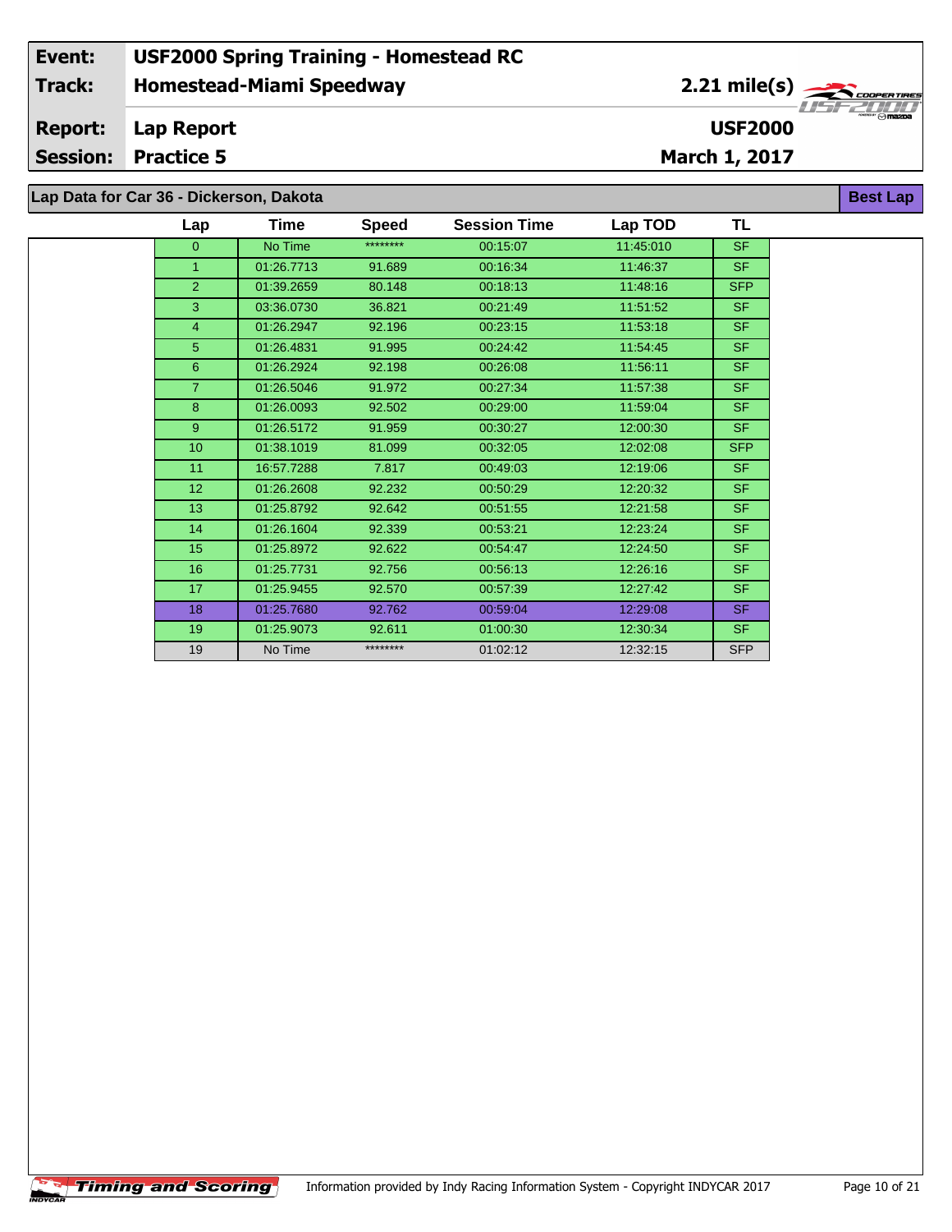| Event: | USF2000 Spring Training - Homestead RC | |
|---|---|---|
| Track: | Homestead-Miami Speedway | 2.21 mile(s) |
| Report: | Lap Report | USF2000 |
| Session: | Practice 5 | March 1, 2017 |

## Lap Data for Car 36 - Dickerson, Dakota

Best Lap

| Lap | Time | Speed | Session Time | Lap TOD | TL |
|---|---|---|---|---|---|
| 0 | No Time | ******** | 00:15:07 | 11:45:010 | SF |
| 1 | 01:26.7713 | 91.689 | 00:16:34 | 11:46:37 | SF |
| 2 | 01:39.2659 | 80.148 | 00:18:13 | 11:48:16 | SFP |
| 3 | 03:36.0730 | 36.821 | 00:21:49 | 11:51:52 | SF |
| 4 | 01:26.2947 | 92.196 | 00:23:15 | 11:53:18 | SF |
| 5 | 01:26.4831 | 91.995 | 00:24:42 | 11:54:45 | SF |
| 6 | 01:26.2924 | 92.198 | 00:26:08 | 11:56:11 | SF |
| 7 | 01:26.5046 | 91.972 | 00:27:34 | 11:57:38 | SF |
| 8 | 01:26.0093 | 92.502 | 00:29:00 | 11:59:04 | SF |
| 9 | 01:26.5172 | 91.959 | 00:30:27 | 12:00:30 | SF |
| 10 | 01:38.1019 | 81.099 | 00:32:05 | 12:02:08 | SFP |
| 11 | 16:57.7288 | 7.817 | 00:49:03 | 12:19:06 | SF |
| 12 | 01:26.2608 | 92.232 | 00:50:29 | 12:20:32 | SF |
| 13 | 01:25.8792 | 92.642 | 00:51:55 | 12:21:58 | SF |
| 14 | 01:26.1604 | 92.339 | 00:53:21 | 12:23:24 | SF |
| 15 | 01:25.8972 | 92.622 | 00:54:47 | 12:24:50 | SF |
| 16 | 01:25.7731 | 92.756 | 00:56:13 | 12:26:16 | SF |
| 17 | 01:25.9455 | 92.570 | 00:57:39 | 12:27:42 | SF |
| 18 | 01:25.7680 | 92.762 | 00:59:04 | 12:29:08 | SF |
| 19 | 01:25.9073 | 92.611 | 01:00:30 | 12:30:34 | SF |
| 19 | No Time | ******** | 01:02:12 | 12:32:15 | SFP |

Information provided by Indy Racing Information System - Copyright INDYCAR 2017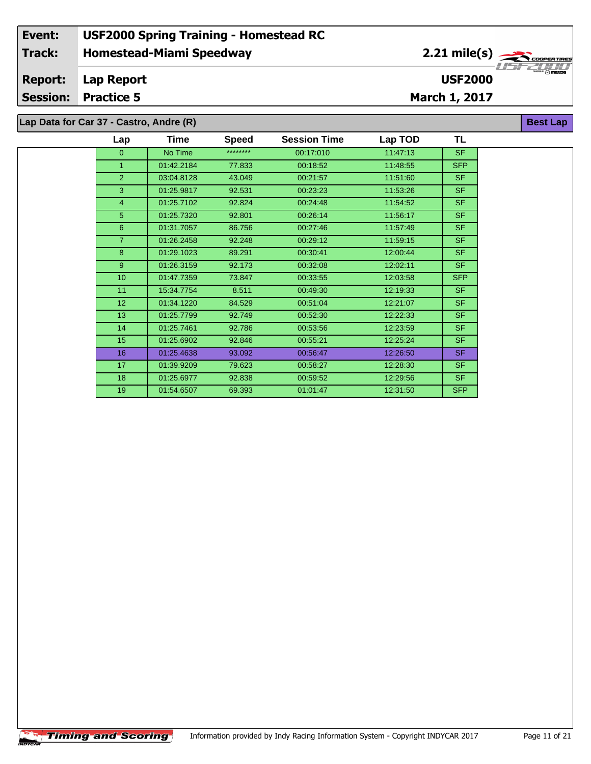| Event: | USF2000 Spring Training - Homestead RC | |
|---|---|---|
| Track: | Homestead-Miami Speedway | 2.21 mile(s) |
| Report: | Lap Report | USF2000 |
| Session: | Practice 5 | March 1, 2017 |

## Lap Data for Car 37 - Castro, Andre (R)

**Best Lap**

| Lap | Time | Speed | Session Time | Lap TOD | TL |
|---|---|---|---|---|---|
| 0 | No Time | ******** | 00:17:010 | 11:47:13 | SF |
| 1 | 01:42.2184 | 77.833 | 00:18:52 | 11:48:55 | SFP |
| 2 | 03:04.8128 | 43.049 | 00:21:57 | 11:51:60 | SF |
| 3 | 01:25.9817 | 92.531 | 00:23:23 | 11:53:26 | SF |
| 4 | 01:25.7102 | 92.824 | 00:24:48 | 11:54:52 | SF |
| 5 | 01:25.7320 | 92.801 | 00:26:14 | 11:56:17 | SF |
| 6 | 01:31.7057 | 86.756 | 00:27:46 | 11:57:49 | SF |
| 7 | 01:26.2458 | 92.248 | 00:29:12 | 11:59:15 | SF |
| 8 | 01:29.1023 | 89.291 | 00:30:41 | 12:00:44 | SF |
| 9 | 01:26.3159 | 92.173 | 00:32:08 | 12:02:11 | SF |
| 10 | 01:47.7359 | 73.847 | 00:33:55 | 12:03:58 | SFP |
| 11 | 15:34.7754 | 8.511 | 00:49:30 | 12:19:33 | SF |
| 12 | 01:34.1220 | 84.529 | 00:51:04 | 12:21:07 | SF |
| 13 | 01:25.7799 | 92.749 | 00:52:30 | 12:22:33 | SF |
| 14 | 01:25.7461 | 92.786 | 00:53:56 | 12:23:59 | SF |
| 15 | 01:25.6902 | 92.846 | 00:55:21 | 12:25:24 | SF |
| 16 | 01:25.4638 | 93.092 | 00:56:47 | 12:26:50 | SF |
| 17 | 01:39.9209 | 79.623 | 00:58:27 | 12:28:30 | SF |
| 18 | 01:25.6977 | 92.838 | 00:59:52 | 12:29:56 | SF |
| 19 | 01:54.6507 | 69.393 | 01:01:47 | 12:31:50 | SFP |

Timing and Scoring

Information provided by Indy Racing Information System - Copyright INDYCAR 2017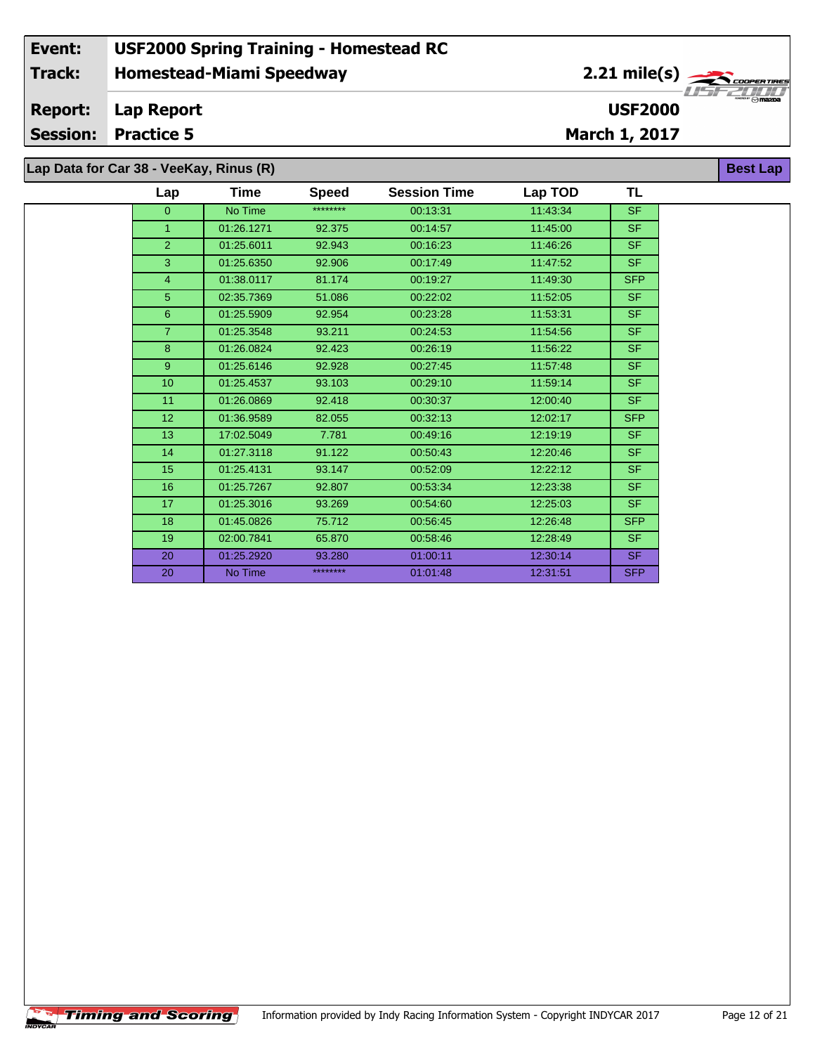| Event: | USF2000 Spring Training - Homestead RC | |
|---|---|---|
| Track: | Homestead-Miami Speedway | 2.21 mile(s) |
| Report: | Lap Report | USF2000 |
| Session: | Practice 5 | March 1, 2017 |

## Lap Data for Car 38 - VeeKay, Rinus (R)

**Best Lap**

| Lap | Time | Speed | Session Time | Lap TOD | TL |
|---|---|---|---|---|---|
| 0 | No Time | ******** | 00:13:31 | 11:43:34 | SF |
| 1 | 01:26.1271 | 92.375 | 00:14:57 | 11:45:00 | SF |
| 2 | 01:25.6011 | 92.943 | 00:16:23 | 11:46:26 | SF |
| 3 | 01:25.6350 | 92.906 | 00:17:49 | 11:47:52 | SF |
| 4 | 01:38.0117 | 81.174 | 00:19:27 | 11:49:30 | SFP |
| 5 | 02:35.7369 | 51.086 | 00:22:02 | 11:52:05 | SF |
| 6 | 01:25.5909 | 92.954 | 00:23:28 | 11:53:31 | SF |
| 7 | 01:25.3548 | 93.211 | 00:24:53 | 11:54:56 | SF |
| 8 | 01:26.0824 | 92.423 | 00:26:19 | 11:56:22 | SF |
| 9 | 01:25.6146 | 92.928 | 00:27:45 | 11:57:48 | SF |
| 10 | 01:25.4537 | 93.103 | 00:29:10 | 11:59:14 | SF |
| 11 | 01:26.0869 | 92.418 | 00:30:37 | 12:00:40 | SF |
| 12 | 01:36.9589 | 82.055 | 00:32:13 | 12:02:17 | SFP |
| 13 | 17:02.5049 | 7.781 | 00:49:16 | 12:19:19 | SF |
| 14 | 01:27.3118 | 91.122 | 00:50:43 | 12:20:46 | SF |
| 15 | 01:25.4131 | 93.147 | 00:52:09 | 12:22:12 | SF |
| 16 | 01:25.7267 | 92.807 | 00:53:34 | 12:23:38 | SF |
| 17 | 01:25.3016 | 93.269 | 00:54:60 | 12:25:03 | SF |
| 18 | 01:45.0826 | 75.712 | 00:56:45 | 12:26:48 | SFP |
| 19 | 02:00.7841 | 65.870 | 00:58:46 | 12:28:49 | SF |
| 20 | 01:25.2920 | 93.280 | 01:00:11 | 12:30:14 | SF |
| 20 | No Time | ******** | 01:01:48 | 12:31:51 | SFP |

Information provided by Indy Racing Information System - Copyright INDYCAR 2017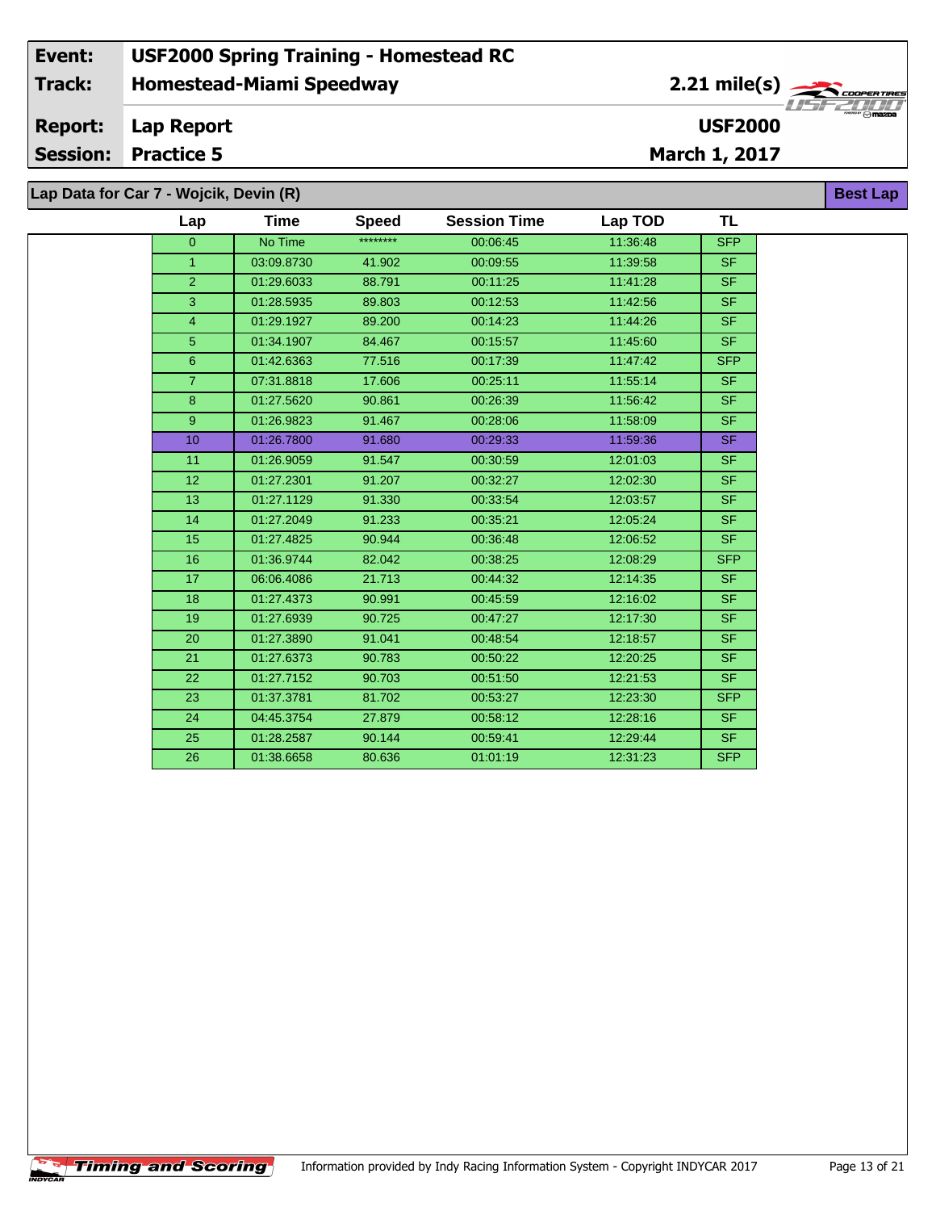| Event: | USF2000 Spring Training - Homestead RC | |
|---|---|---|
| Track: | Homestead-Miami Speedway | 2.21 mile(s) |
| Report: | Lap Report | USF2000 |
| Session: | Practice 5 | March 1, 2017 |

## Lap Data for Car 7 - Wojcik, Devin (R)

**Best Lap**

| Lap | Time | Speed | Session Time | Lap TOD | TL |
|---|---|---|---|---|---|
| 0 | No Time | ******** | 00:06:45 | 11:36:48 | SFP |
| 1 | 03:09.8730 | 41.902 | 00:09:55 | 11:39:58 | SF |
| 2 | 01:29.6033 | 88.791 | 00:11:25 | 11:41:28 | SF |
| 3 | 01:28.5935 | 89.803 | 00:12:53 | 11:42:56 | SF |
| 4 | 01:29.1927 | 89.200 | 00:14:23 | 11:44:26 | SF |
| 5 | 01:34.1907 | 84.467 | 00:15:57 | 11:45:60 | SF |
| 6 | 01:42.6363 | 77.516 | 00:17:39 | 11:47:42 | SFP |
| 7 | 07:31.8818 | 17.606 | 00:25:11 | 11:55:14 | SF |
| 8 | 01:27.5620 | 90.861 | 00:26:39 | 11:56:42 | SF |
| 9 | 01:26.9823 | 91.467 | 00:28:06 | 11:58:09 | SF |
| 10 | 01:26.7800 | 91.680 | 00:29:33 | 11:59:36 | SF |
| 11 | 01:26.9059 | 91.547 | 00:30:59 | 12:01:03 | SF |
| 12 | 01:27.2301 | 91.207 | 00:32:27 | 12:02:30 | SF |
| 13 | 01:27.1129 | 91.330 | 00:33:54 | 12:03:57 | SF |
| 14 | 01:27.2049 | 91.233 | 00:35:21 | 12:05:24 | SF |
| 15 | 01:27.4825 | 90.944 | 00:36:48 | 12:06:52 | SF |
| 16 | 01:36.9744 | 82.042 | 00:38:25 | 12:08:29 | SFP |
| 17 | 06:06.4086 | 21.713 | 00:44:32 | 12:14:35 | SF |
| 18 | 01:27.4373 | 90.991 | 00:45:59 | 12:16:02 | SF |
| 19 | 01:27.6939 | 90.725 | 00:47:27 | 12:17:30 | SF |
| 20 | 01:27.3890 | 91.041 | 00:48:54 | 12:18:57 | SF |
| 21 | 01:27.6373 | 90.783 | 00:50:22 | 12:20:25 | SF |
| 22 | 01:27.7152 | 90.703 | 00:51:50 | 12:21:53 | SF |
| 23 | 01:37.3781 | 81.702 | 00:53:27 | 12:23:30 | SFP |
| 24 | 04:45.3754 | 27.879 | 00:58:12 | 12:28:16 | SF |
| 25 | 01:28.2587 | 90.144 | 00:59:41 | 12:29:44 | SF |
| 26 | 01:38.6658 | 80.636 | 01:01:19 | 12:31:23 | SFP |

Timing and Scoring — Information provided by Indy Racing Information System - Copyright INDYCAR 2017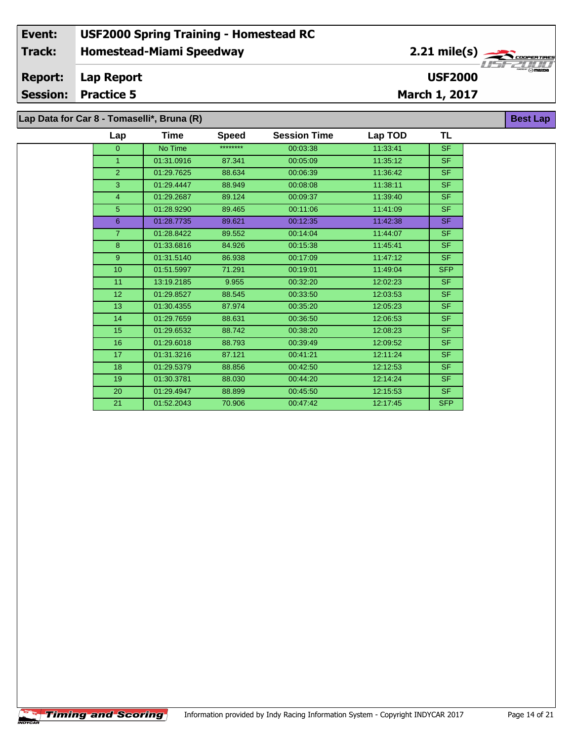| Event: | USF2000 Spring Training - Homestead RC | |
|---|---|---|
| Track: | Homestead-Miami Speedway | 2.21 mile(s) |
| Report: | Lap Report | USF2000 |
| Session: | Practice 5 | March 1, 2017 |

**Lap Data for Car 8 - Tomaselli*, Bruna (R)** — **Best Lap**

| Lap | Time | Speed | Session Time | Lap TOD | TL |
|---|---|---|---|---|---|
| 0 | No Time | ******** | 00:03:38 | 11:33:41 | SF |
| 1 | 01:31.0916 | 87.341 | 00:05:09 | 11:35:12 | SF |
| 2 | 01:29.7625 | 88.634 | 00:06:39 | 11:36:42 | SF |
| 3 | 01:29.4447 | 88.949 | 00:08:08 | 11:38:11 | SF |
| 4 | 01:29.2687 | 89.124 | 00:09:37 | 11:39:40 | SF |
| 5 | 01:28.9290 | 89.465 | 00:11:06 | 11:41:09 | SF |
| 6 | 01:28.7735 | 89.621 | 00:12:35 | 11:42:38 | SF |
| 7 | 01:28.8422 | 89.552 | 00:14:04 | 11:44:07 | SF |
| 8 | 01:33.6816 | 84.926 | 00:15:38 | 11:45:41 | SF |
| 9 | 01:31.5140 | 86.938 | 00:17:09 | 11:47:12 | SF |
| 10 | 01:51.5997 | 71.291 | 00:19:01 | 11:49:04 | SFP |
| 11 | 13:19.2185 | 9.955 | 00:32:20 | 12:02:23 | SF |
| 12 | 01:29.8527 | 88.545 | 00:33:50 | 12:03:53 | SF |
| 13 | 01:30.4355 | 87.974 | 00:35:20 | 12:05:23 | SF |
| 14 | 01:29.7659 | 88.631 | 00:36:50 | 12:06:53 | SF |
| 15 | 01:29.6532 | 88.742 | 00:38:20 | 12:08:23 | SF |
| 16 | 01:29.6018 | 88.793 | 00:39:49 | 12:09:52 | SF |
| 17 | 01:31.3216 | 87.121 | 00:41:21 | 12:11:24 | SF |
| 18 | 01:29.5379 | 88.856 | 00:42:50 | 12:12:53 | SF |
| 19 | 01:30.3781 | 88.030 | 00:44:20 | 12:14:24 | SF |
| 20 | 01:29.4947 | 88.899 | 00:45:50 | 12:15:53 | SF |
| 21 | 01:52.2043 | 70.906 | 00:47:42 | 12:17:45 | SFP |

Timing and Scoring — Information provided by Indy Racing Information System - Copyright INDYCAR 2017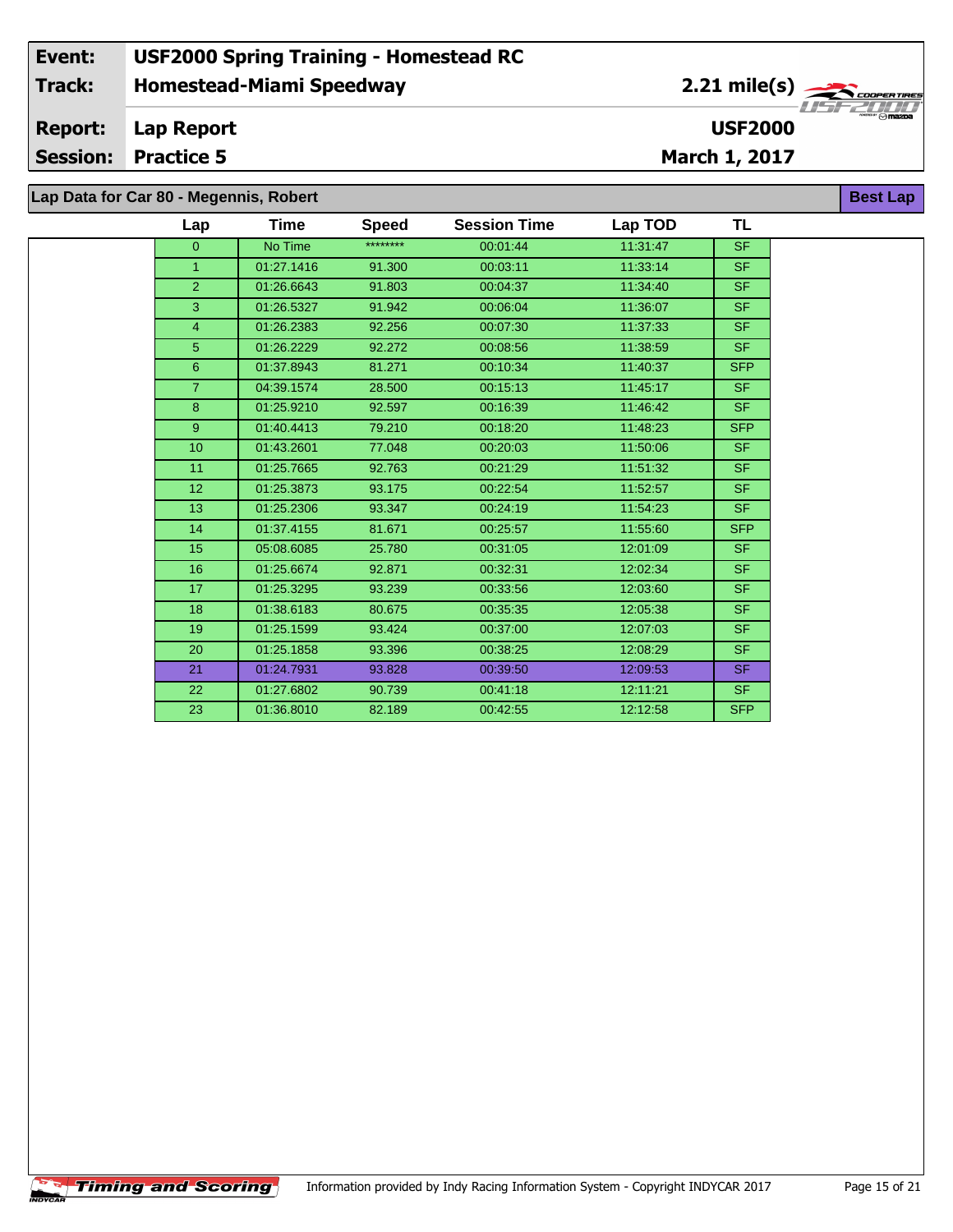**Event:** USF2000 Spring Training - Homestead RC
**Track:** Homestead-Miami Speedway — 2.21 mile(s)
**Report:** Lap Report — USF2000
**Session:** Practice 5 — March 1, 2017

## Lap Data for Car 80 - Megennis, Robert

**Best Lap**

| Lap | Time | Speed | Session Time | Lap TOD | TL |
|---|---|---|---|---|---|
| 0 | No Time | ******** | 00:01:44 | 11:31:47 | SF |
| 1 | 01:27.1416 | 91.300 | 00:03:11 | 11:33:14 | SF |
| 2 | 01:26.6643 | 91.803 | 00:04:37 | 11:34:40 | SF |
| 3 | 01:26.5327 | 91.942 | 00:06:04 | 11:36:07 | SF |
| 4 | 01:26.2383 | 92.256 | 00:07:30 | 11:37:33 | SF |
| 5 | 01:26.2229 | 92.272 | 00:08:56 | 11:38:59 | SF |
| 6 | 01:37.8943 | 81.271 | 00:10:34 | 11:40:37 | SFP |
| 7 | 04:39.1574 | 28.500 | 00:15:13 | 11:45:17 | SF |
| 8 | 01:25.9210 | 92.597 | 00:16:39 | 11:46:42 | SF |
| 9 | 01:40.4413 | 79.210 | 00:18:20 | 11:48:23 | SFP |
| 10 | 01:43.2601 | 77.048 | 00:20:03 | 11:50:06 | SF |
| 11 | 01:25.7665 | 92.763 | 00:21:29 | 11:51:32 | SF |
| 12 | 01:25.3873 | 93.175 | 00:22:54 | 11:52:57 | SF |
| 13 | 01:25.2306 | 93.347 | 00:24:19 | 11:54:23 | SF |
| 14 | 01:37.4155 | 81.671 | 00:25:57 | 11:55:60 | SFP |
| 15 | 05:08.6085 | 25.780 | 00:31:05 | 12:01:09 | SF |
| 16 | 01:25.6674 | 92.871 | 00:32:31 | 12:02:34 | SF |
| 17 | 01:25.3295 | 93.239 | 00:33:56 | 12:03:60 | SF |
| 18 | 01:38.6183 | 80.675 | 00:35:35 | 12:05:38 | SF |
| 19 | 01:25.1599 | 93.424 | 00:37:00 | 12:07:03 | SF |
| 20 | 01:25.1858 | 93.396 | 00:38:25 | 12:08:29 | SF |
| 21 | 01:24.7931 | 93.828 | 00:39:50 | 12:09:53 | SF |
| 22 | 01:27.6802 | 90.739 | 00:41:18 | 12:11:21 | SF |
| 23 | 01:36.8010 | 82.189 | 00:42:55 | 12:12:58 | SFP |

Information provided by Indy Racing Information System - Copyright INDYCAR 2017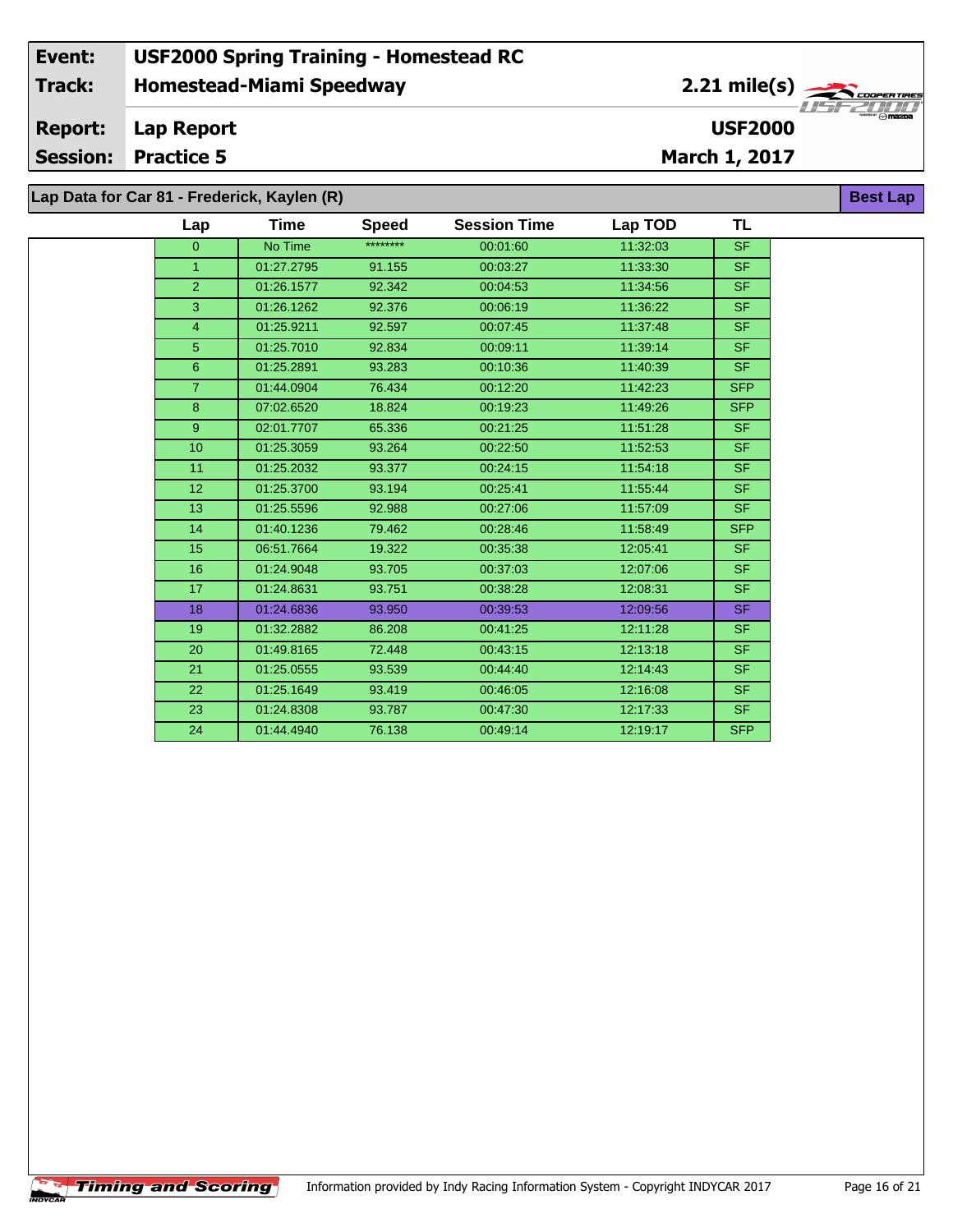| Event: | USF2000 Spring Training - Homestead RC | |
|---|---|---|
| Track: | Homestead-Miami Speedway | 2.21 mile(s) |
| Report: | Lap Report | USF2000 |
| Session: | Practice 5 | March 1, 2017 |

## Lap Data for Car 81 - Frederick, Kaylen (R)

**Best Lap**

| Lap | Time | Speed | Session Time | Lap TOD | TL |
|---|---|---|---|---|---|
| 0 | No Time | ******** | 00:01:60 | 11:32:03 | SF |
| 1 | 01:27.2795 | 91.155 | 00:03:27 | 11:33:30 | SF |
| 2 | 01:26.1577 | 92.342 | 00:04:53 | 11:34:56 | SF |
| 3 | 01:26.1262 | 92.376 | 00:06:19 | 11:36:22 | SF |
| 4 | 01:25.9211 | 92.597 | 00:07:45 | 11:37:48 | SF |
| 5 | 01:25.7010 | 92.834 | 00:09:11 | 11:39:14 | SF |
| 6 | 01:25.2891 | 93.283 | 00:10:36 | 11:40:39 | SF |
| 7 | 01:44.0904 | 76.434 | 00:12:20 | 11:42:23 | SFP |
| 8 | 07:02.6520 | 18.824 | 00:19:23 | 11:49:26 | SFP |
| 9 | 02:01.7707 | 65.336 | 00:21:25 | 11:51:28 | SF |
| 10 | 01:25.3059 | 93.264 | 00:22:50 | 11:52:53 | SF |
| 11 | 01:25.2032 | 93.377 | 00:24:15 | 11:54:18 | SF |
| 12 | 01:25.3700 | 93.194 | 00:25:41 | 11:55:44 | SF |
| 13 | 01:25.5596 | 92.988 | 00:27:06 | 11:57:09 | SF |
| 14 | 01:40.1236 | 79.462 | 00:28:46 | 11:58:49 | SFP |
| 15 | 06:51.7664 | 19.322 | 00:35:38 | 12:05:41 | SF |
| 16 | 01:24.9048 | 93.705 | 00:37:03 | 12:07:06 | SF |
| 17 | 01:24.8631 | 93.751 | 00:38:28 | 12:08:31 | SF |
| 18 | 01:24.6836 | 93.950 | 00:39:53 | 12:09:56 | SF |
| 19 | 01:32.2882 | 86.208 | 00:41:25 | 12:11:28 | SF |
| 20 | 01:49.8165 | 72.448 | 00:43:15 | 12:13:18 | SF |
| 21 | 01:25.0555 | 93.539 | 00:44:40 | 12:14:43 | SF |
| 22 | 01:25.1649 | 93.419 | 00:46:05 | 12:16:08 | SF |
| 23 | 01:24.8308 | 93.787 | 00:47:30 | 12:17:33 | SF |
| 24 | 01:44.4940 | 76.138 | 00:49:14 | 12:19:17 | SFP |

Information provided by Indy Racing Information System - Copyright INDYCAR 2017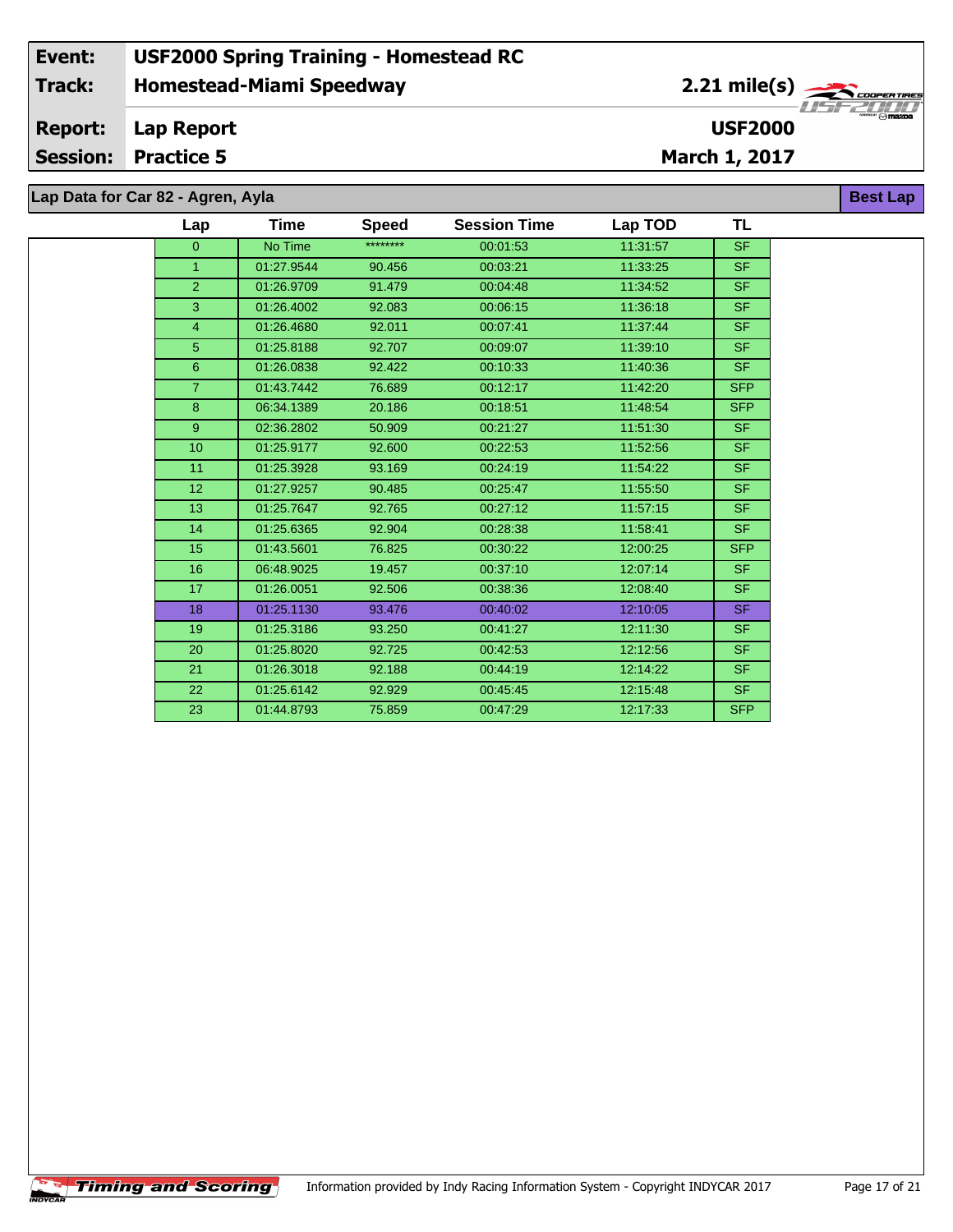| Event: | USF2000 Spring Training - Homestead RC | |
| --- | --- | --- |
| Track: | Homestead-Miami Speedway | 2.21 mile(s) |
| Report: | Lap Report | USF2000 |
| Session: | Practice 5 | March 1, 2017 |

## Lap Data for Car 82 - Agren, Ayla

**Best Lap**

| Lap | Time | Speed | Session Time | Lap TOD | TL |
| --- | --- | --- | --- | --- | --- |
| 0 | No Time | ******** | 00:01:53 | 11:31:57 | SF |
| 1 | 01:27.9544 | 90.456 | 00:03:21 | 11:33:25 | SF |
| 2 | 01:26.9709 | 91.479 | 00:04:48 | 11:34:52 | SF |
| 3 | 01:26.4002 | 92.083 | 00:06:15 | 11:36:18 | SF |
| 4 | 01:26.4680 | 92.011 | 00:07:41 | 11:37:44 | SF |
| 5 | 01:25.8188 | 92.707 | 00:09:07 | 11:39:10 | SF |
| 6 | 01:26.0838 | 92.422 | 00:10:33 | 11:40:36 | SF |
| 7 | 01:43.7442 | 76.689 | 00:12:17 | 11:42:20 | SFP |
| 8 | 06:34.1389 | 20.186 | 00:18:51 | 11:48:54 | SFP |
| 9 | 02:36.2802 | 50.909 | 00:21:27 | 11:51:30 | SF |
| 10 | 01:25.9177 | 92.600 | 00:22:53 | 11:52:56 | SF |
| 11 | 01:25.3928 | 93.169 | 00:24:19 | 11:54:22 | SF |
| 12 | 01:27.9257 | 90.485 | 00:25:47 | 11:55:50 | SF |
| 13 | 01:25.7647 | 92.765 | 00:27:12 | 11:57:15 | SF |
| 14 | 01:25.6365 | 92.904 | 00:28:38 | 11:58:41 | SF |
| 15 | 01:43.5601 | 76.825 | 00:30:22 | 12:00:25 | SFP |
| 16 | 06:48.9025 | 19.457 | 00:37:10 | 12:07:14 | SF |
| 17 | 01:26.0051 | 92.506 | 00:38:36 | 12:08:40 | SF |
| 18 | 01:25.1130 | 93.476 | 00:40:02 | 12:10:05 | SF |
| 19 | 01:25.3186 | 93.250 | 00:41:27 | 12:11:30 | SF |
| 20 | 01:25.8020 | 92.725 | 00:42:53 | 12:12:56 | SF |
| 21 | 01:26.3018 | 92.188 | 00:44:19 | 12:14:22 | SF |
| 22 | 01:25.6142 | 92.929 | 00:45:45 | 12:15:48 | SF |
| 23 | 01:44.8793 | 75.859 | 00:47:29 | 12:17:33 | SFP |

Information provided by Indy Racing Information System - Copyright INDYCAR 2017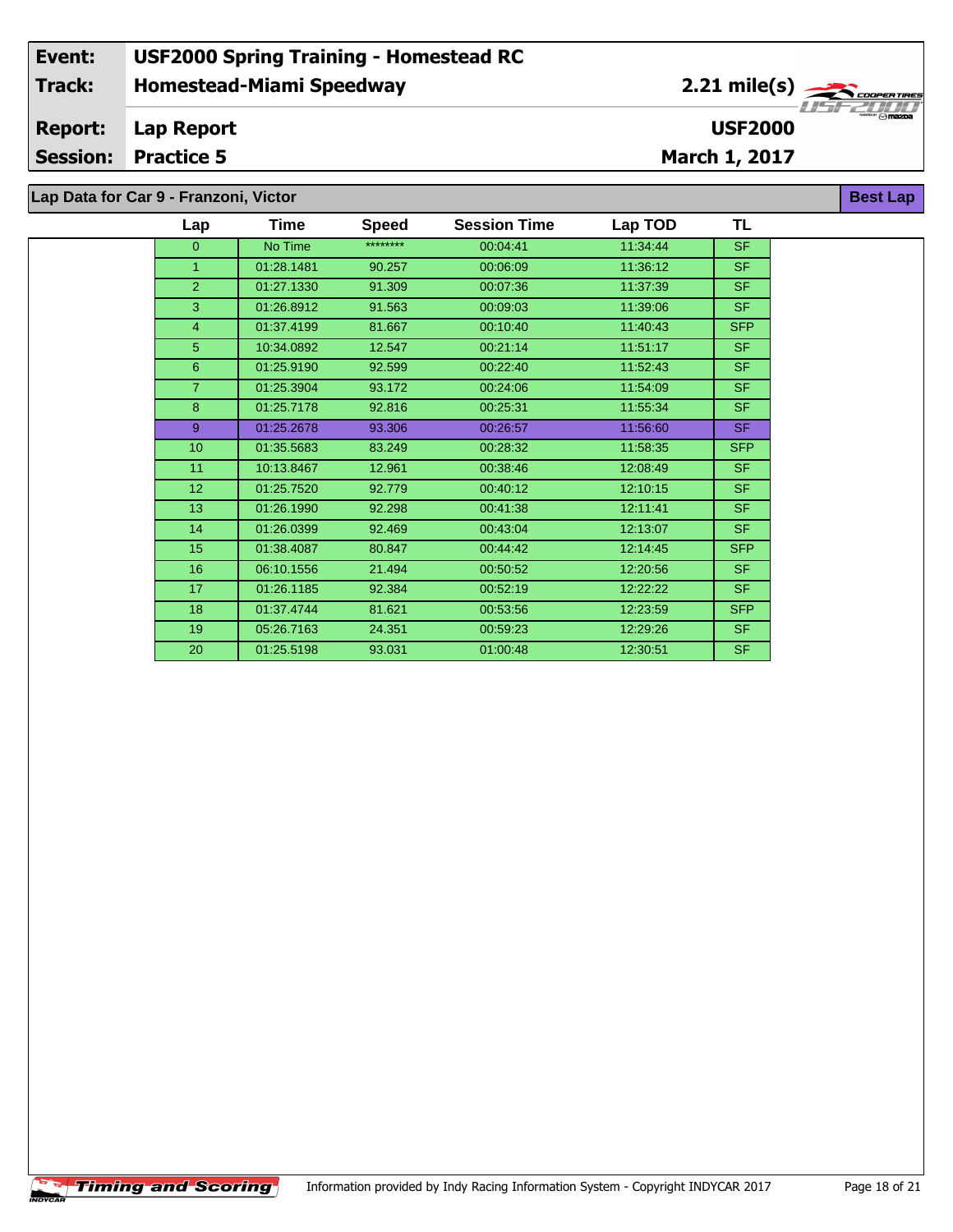| Event: | USF2000 Spring Training - Homestead RC | |
|---|---|---|
| Track: | Homestead-Miami Speedway | 2.21 mile(s) |
| Report: | Lap Report | USF2000 |
| Session: | Practice 5 | March 1, 2017 |

## Lap Data for Car 9 - Franzoni, Victor

Best Lap

| Lap | Time | Speed | Session Time | Lap TOD | TL |
|---|---|---|---|---|---|
| 0 | No Time | ******** | 00:04:41 | 11:34:44 | SF |
| 1 | 01:28.1481 | 90.257 | 00:06:09 | 11:36:12 | SF |
| 2 | 01:27.1330 | 91.309 | 00:07:36 | 11:37:39 | SF |
| 3 | 01:26.8912 | 91.563 | 00:09:03 | 11:39:06 | SF |
| 4 | 01:37.4199 | 81.667 | 00:10:40 | 11:40:43 | SFP |
| 5 | 10:34.0892 | 12.547 | 00:21:14 | 11:51:17 | SF |
| 6 | 01:25.9190 | 92.599 | 00:22:40 | 11:52:43 | SF |
| 7 | 01:25.3904 | 93.172 | 00:24:06 | 11:54:09 | SF |
| 8 | 01:25.7178 | 92.816 | 00:25:31 | 11:55:34 | SF |
| 9 | 01:25.2678 | 93.306 | 00:26:57 | 11:56:60 | SF |
| 10 | 01:35.5683 | 83.249 | 00:28:32 | 11:58:35 | SFP |
| 11 | 10:13.8467 | 12.961 | 00:38:46 | 12:08:49 | SF |
| 12 | 01:25.7520 | 92.779 | 00:40:12 | 12:10:15 | SF |
| 13 | 01:26.1990 | 92.298 | 00:41:38 | 12:11:41 | SF |
| 14 | 01:26.0399 | 92.469 | 00:43:04 | 12:13:07 | SF |
| 15 | 01:38.4087 | 80.847 | 00:44:42 | 12:14:45 | SFP |
| 16 | 06:10.1556 | 21.494 | 00:50:52 | 12:20:56 | SF |
| 17 | 01:26.1185 | 92.384 | 00:52:19 | 12:22:22 | SF |
| 18 | 01:37.4744 | 81.621 | 00:53:56 | 12:23:59 | SFP |
| 19 | 05:26.7163 | 24.351 | 00:59:23 | 12:29:26 | SF |
| 20 | 01:25.5198 | 93.031 | 01:00:48 | 12:30:51 | SF |

Information provided by Indy Racing Information System - Copyright INDYCAR 2017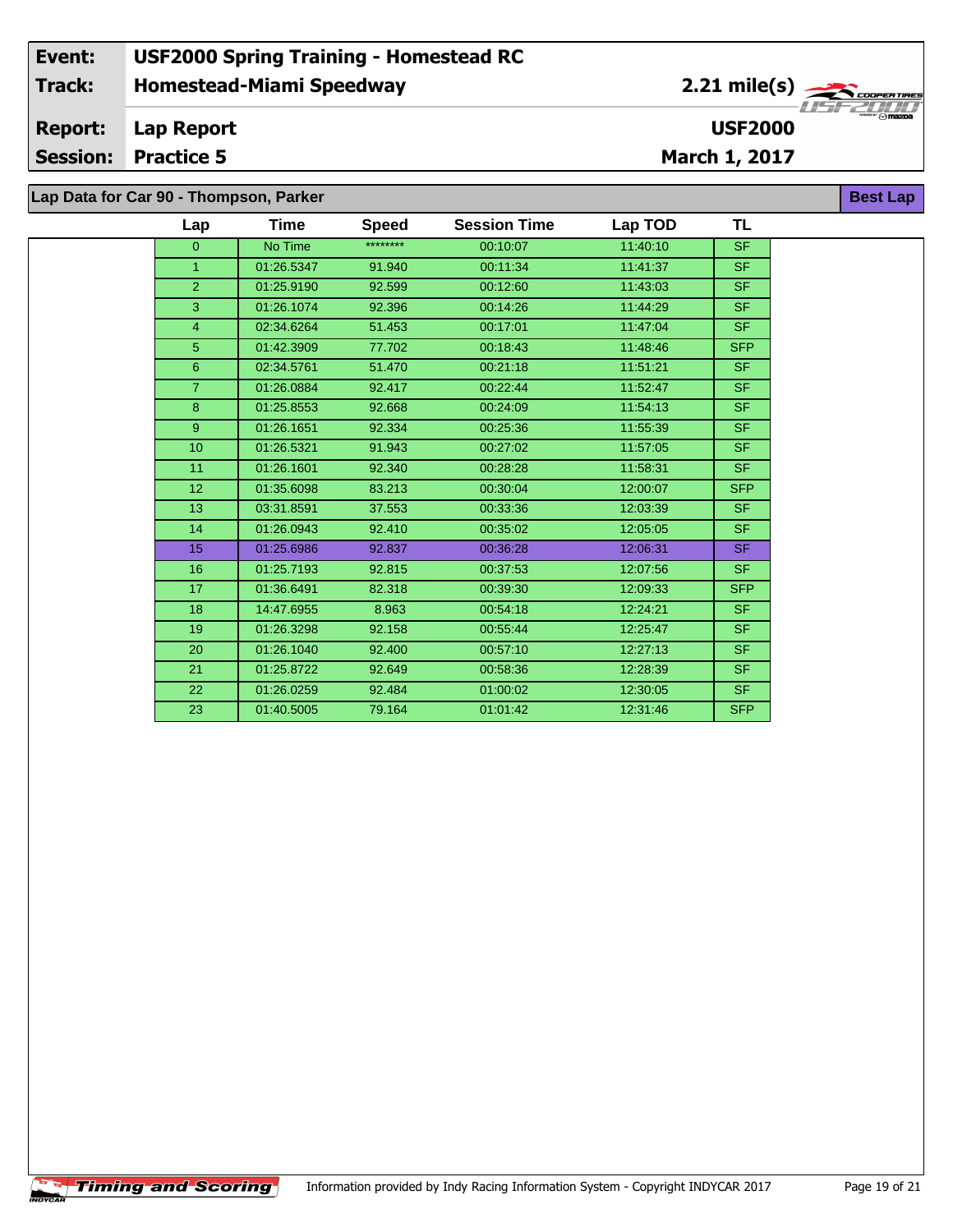| | |
|---|---|
| **Event:** | **USF2000 Spring Training - Homestead RC** |
| **Track:** | **Homestead-Miami Speedway** |
| **Report:** | **Lap Report** |
| **Session:** | **Practice 5** |

**2.21 mile(s)**

**USF2000**

**March 1, 2017**

## Lap Data for Car 90 - Thompson, Parker

**Best Lap**

| Lap | Time | Speed | Session Time | Lap TOD | TL |
|---|---|---|---|---|---|
| 0 | No Time | ******** | 00:10:07 | 11:40:10 | SF |
| 1 | 01:26.5347 | 91.940 | 00:11:34 | 11:41:37 | SF |
| 2 | 01:25.9190 | 92.599 | 00:12:60 | 11:43:03 | SF |
| 3 | 01:26.1074 | 92.396 | 00:14:26 | 11:44:29 | SF |
| 4 | 02:34.6264 | 51.453 | 00:17:01 | 11:47:04 | SF |
| 5 | 01:42.3909 | 77.702 | 00:18:43 | 11:48:46 | SFP |
| 6 | 02:34.5761 | 51.470 | 00:21:18 | 11:51:21 | SF |
| 7 | 01:26.0884 | 92.417 | 00:22:44 | 11:52:47 | SF |
| 8 | 01:25.8553 | 92.668 | 00:24:09 | 11:54:13 | SF |
| 9 | 01:26.1651 | 92.334 | 00:25:36 | 11:55:39 | SF |
| 10 | 01:26.5321 | 91.943 | 00:27:02 | 11:57:05 | SF |
| 11 | 01:26.1601 | 92.340 | 00:28:28 | 11:58:31 | SF |
| 12 | 01:35.6098 | 83.213 | 00:30:04 | 12:00:07 | SFP |
| 13 | 03:31.8591 | 37.553 | 00:33:36 | 12:03:39 | SF |
| 14 | 01:26.0943 | 92.410 | 00:35:02 | 12:05:05 | SF |
| 15 | 01:25.6986 | 92.837 | 00:36:28 | 12:06:31 | SF |
| 16 | 01:25.7193 | 92.815 | 00:37:53 | 12:07:56 | SF |
| 17 | 01:36.6491 | 82.318 | 00:39:30 | 12:09:33 | SFP |
| 18 | 14:47.6955 | 8.963 | 00:54:18 | 12:24:21 | SF |
| 19 | 01:26.3298 | 92.158 | 00:55:44 | 12:25:47 | SF |
| 20 | 01:26.1040 | 92.400 | 00:57:10 | 12:27:13 | SF |
| 21 | 01:25.8722 | 92.649 | 00:58:36 | 12:28:39 | SF |
| 22 | 01:26.0259 | 92.484 | 01:00:02 | 12:30:05 | SF |
| 23 | 01:40.5005 | 79.164 | 01:01:42 | 12:31:46 | SFP |

Information provided by Indy Racing Information System - Copyright INDYCAR 2017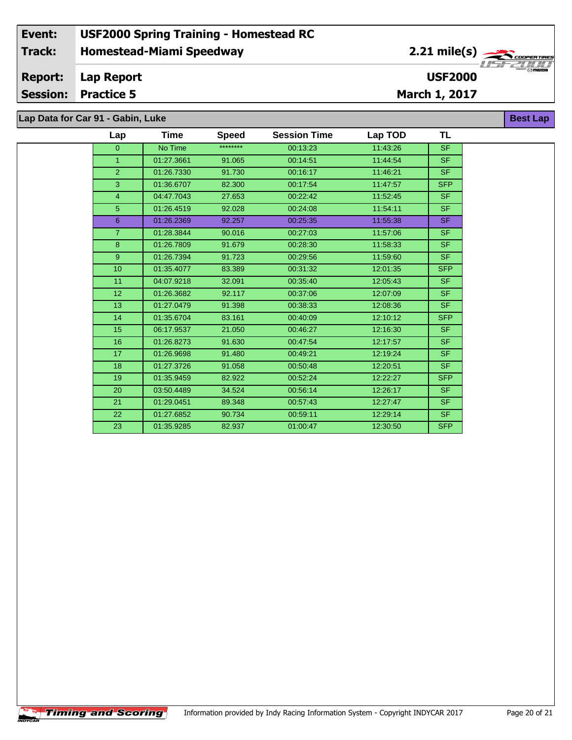| | |
|---|---|
| **Event:** | **USF2000 Spring Training - Homestead RC** |
| **Track:** | **Homestead-Miami Speedway** — **2.21 mile(s)** |
| **Report:** | **Lap Report** — **USF2000** |
| **Session:** | **Practice 5** — **March 1, 2017** |

**Lap Data for Car 91 - Gabin, Luke** — **Best Lap**

| Lap | Time | Speed | Session Time | Lap TOD | TL |
|---|---|---|---|---|---|
| 0 | No Time | ******** | 00:13:23 | 11:43:26 | SF |
| 1 | 01:27.3661 | 91.065 | 00:14:51 | 11:44:54 | SF |
| 2 | 01:26.7330 | 91.730 | 00:16:17 | 11:46:21 | SF |
| 3 | 01:36.6707 | 82.300 | 00:17:54 | 11:47:57 | SFP |
| 4 | 04:47.7043 | 27.653 | 00:22:42 | 11:52:45 | SF |
| 5 | 01:26.4519 | 92.028 | 00:24:08 | 11:54:11 | SF |
| 6 | 01:26.2369 | 92.257 | 00:25:35 | 11:55:38 | SF |
| 7 | 01:28.3844 | 90.016 | 00:27:03 | 11:57:06 | SF |
| 8 | 01:26.7809 | 91.679 | 00:28:30 | 11:58:33 | SF |
| 9 | 01:26.7394 | 91.723 | 00:29:56 | 11:59:60 | SF |
| 10 | 01:35.4077 | 83.389 | 00:31:32 | 12:01:35 | SFP |
| 11 | 04:07.9218 | 32.091 | 00:35:40 | 12:05:43 | SF |
| 12 | 01:26.3682 | 92.117 | 00:37:06 | 12:07:09 | SF |
| 13 | 01:27.0479 | 91.398 | 00:38:33 | 12:08:36 | SF |
| 14 | 01:35.6704 | 83.161 | 00:40:09 | 12:10:12 | SFP |
| 15 | 06:17.9537 | 21.050 | 00:46:27 | 12:16:30 | SF |
| 16 | 01:26.8273 | 91.630 | 00:47:54 | 12:17:57 | SF |
| 17 | 01:26.9698 | 91.480 | 00:49:21 | 12:19:24 | SF |
| 18 | 01:27.3726 | 91.058 | 00:50:48 | 12:20:51 | SF |
| 19 | 01:35.9459 | 82.922 | 00:52:24 | 12:22:27 | SFP |
| 20 | 03:50.4489 | 34.524 | 00:56:14 | 12:26:17 | SF |
| 21 | 01:29.0451 | 89.348 | 00:57:43 | 12:27:47 | SF |
| 22 | 01:27.6852 | 90.734 | 00:59:11 | 12:29:14 | SF |
| 23 | 01:35.9285 | 82.937 | 01:00:47 | 12:30:50 | SFP |

Timing and Scoring — Information provided by Indy Racing Information System - Copyright INDYCAR 2017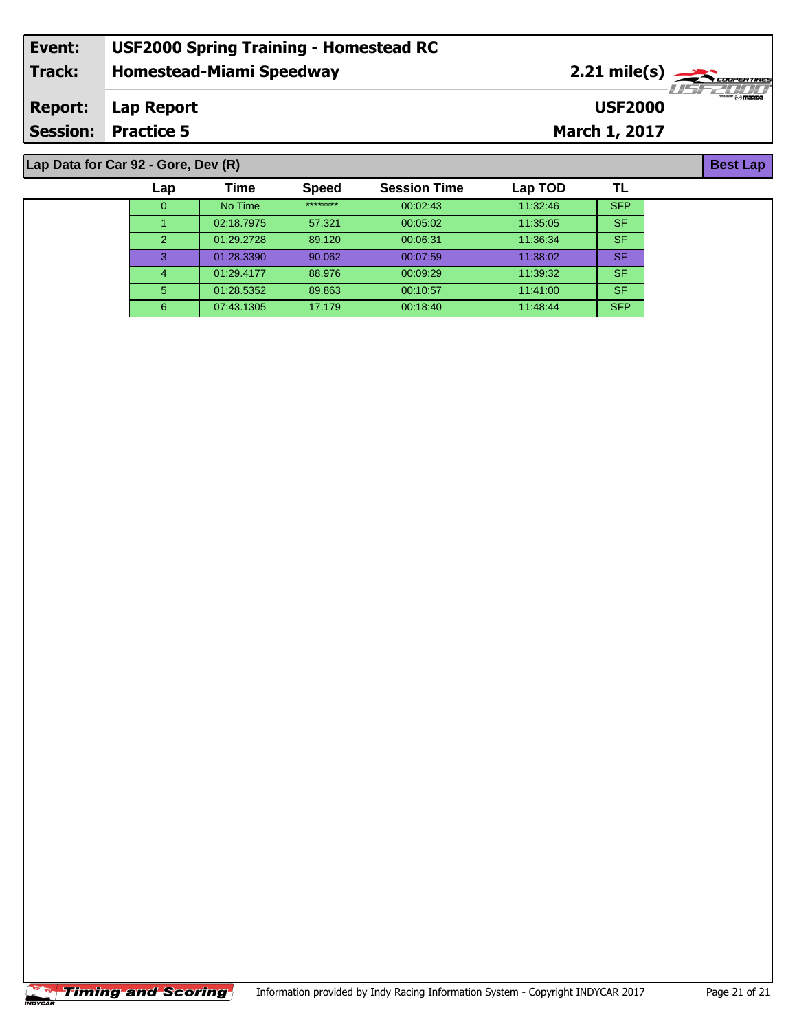| | |
|---|---|
| **Event:** | **USF2000 Spring Training - Homestead RC** |
| **Track:** | **Homestead-Miami Speedway** |
| **Report:** | **Lap Report** |
| **Session:** | **Practice 5** |

**2.21 mile(s)**

**USF2000**

**March 1, 2017**

## Lap Data for Car 92 - Gore, Dev (R)

**Best Lap**

| Lap | Time | Speed | Session Time | Lap TOD | TL |
|---|---|---|---|---|---|
| 0 | No Time | ******** | 00:02:43 | 11:32:46 | SFP |
| 1 | 02:18.7975 | 57.321 | 00:05:02 | 11:35:05 | SF |
| 2 | 01:29.2728 | 89.120 | 00:06:31 | 11:36:34 | SF |
| 3 | 01:28.3390 | 90.062 | 00:07:59 | 11:38:02 | SF |
| 4 | 01:29.4177 | 88.976 | 00:09:29 | 11:39:32 | SF |
| 5 | 01:28.5352 | 89.863 | 00:10:57 | 11:41:00 | SF |
| 6 | 07:43.1305 | 17.179 | 00:18:40 | 11:48:44 | SFP |

Timing and Scoring

Information provided by Indy Racing Information System - Copyright INDYCAR 2017